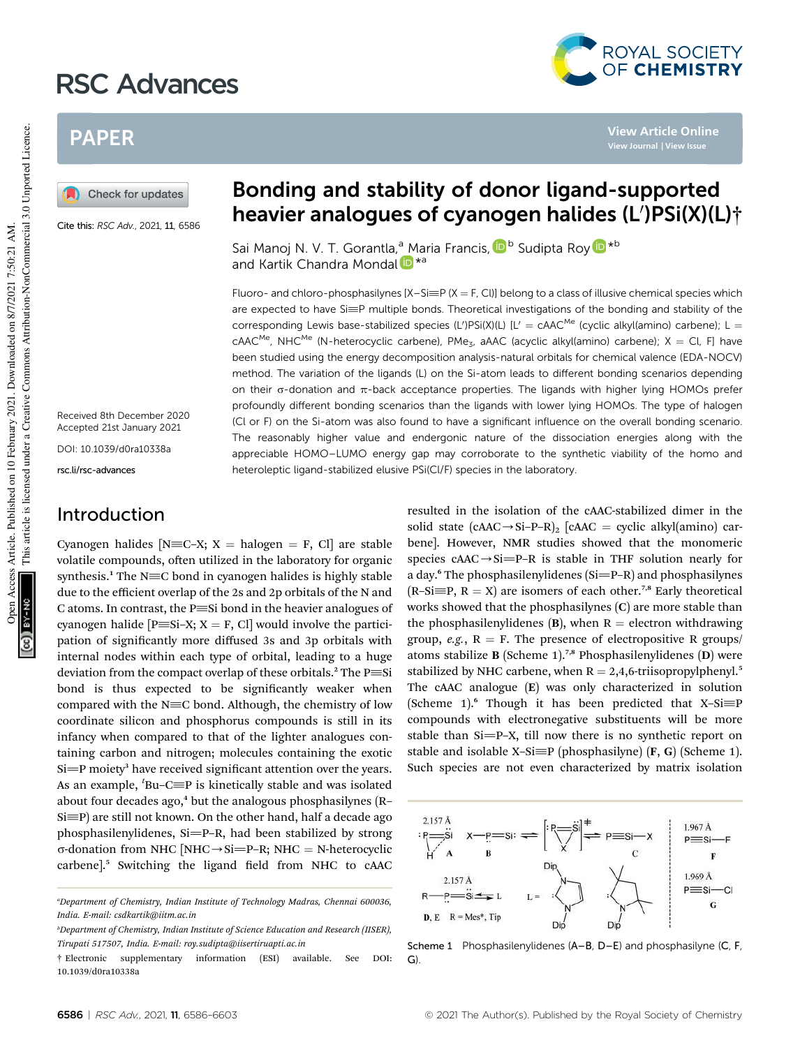# Bonding and stability of donor ligand-supported heavier analogues of cyanogen halides (L′)PSi(X)(L)†

Cite this: *RSC Adv.*, 2021, **11**, 6586

Sai Manoj N. V. T. Gorantla,[a] Maria Francis,[b] Sudipta Roy[*b] and Kartik Chandra Mondal[*a]

Received 8th December 2020
Accepted 21st January 2021

DOI: 10.1039/d0ra10338a

rsc.li/rsc-advances

Fluoro- and chloro-phosphasilynes [X–Si≡P (X = F, Cl)] belong to a class of illusive chemical species which are expected to have Si≡P multiple bonds. Theoretical investigations of the bonding and stability of the corresponding Lewis base-stabilized species (L′)PSi(X)(L) [L′ = cAAC$^{Me}$ (cyclic alkyl(amino) carbene); L = cAAC$^{Me}$, NHC$^{Me}$ (N-heterocyclic carbene), $PMe_3$, aAAC (acyclic alkyl(amino) carbene); X = Cl, F] have been studied using the energy decomposition analysis-natural orbitals for chemical valence (EDA-NOCV) method. The variation of the ligands (L) on the Si-atom leads to different bonding scenarios depending on their σ-donation and π-back acceptance properties. The ligands with higher lying HOMOs prefer profoundly different bonding scenarios than the ligands with lower lying HOMOs. The type of halogen (Cl or F) on the Si-atom was also found to have a significant influence on the overall bonding scenario. The reasonably higher value and endergonic nature of the dissociation energies along with the appreciable HOMO–LUMO energy gap may corroborate to the synthetic viability of the homo and heteroleptic ligand-stabilized elusive PSi(Cl/F) species in the laboratory.

## Introduction

Cyanogen halides [N≡C–X; X = halogen = F, Cl] are stable volatile compounds, often utilized in the laboratory for organic synthesis.[1] The N≡C bond in cyanogen halides is highly stable due to the efficient overlap of the 2s and 2p orbitals of the N and C atoms. In contrast, the P≡Si bond in the heavier analogues of cyanogen halide [P≡Si–X; X = F, Cl] would involve the participation of significantly more diffused 3s and 3p orbitals with internal nodes within each type of orbital, leading to a huge deviation from the compact overlap of these orbitals.[2] The P≡Si bond is thus expected to be significantly weaker when compared with the N≡C bond. Although, the chemistry of low coordinate silicon and phosphorus compounds is still in its infancy when compared to that of the lighter analogues containing carbon and nitrogen; molecules containing the exotic Si=P moiety[3] have received significant attention over the years. As an example, $^t$Bu–C≡P is kinetically stable and was isolated about four decades ago,[4] but the analogous phosphasilynes (R–Si≡P) are still not known. On the other hand, half a decade ago phosphasilenylidenes, Si=P–R, had been stabilized by strong σ-donation from NHC [NHC→Si=P–R; NHC = N-heterocyclic carbene].[5] Switching the ligand field from NHC to cAAC resulted in the isolation of the cAAC-stabilized dimer in the solid state (cAAC→Si–P–R)$_2$ [cAAC = cyclic alkyl(amino) carbene]. However, NMR studies showed that the monomeric species cAAC→Si=P–R is stable in THF solution nearly for a day.[6] The phosphasilenylidenes (Si=P–R) and phosphasilynes (R–Si≡P, R = X) are isomers of each other.[7,8] Early theoretical works showed that the phosphasilynes (**C**) are more stable than the phosphasilenylidenes (**B**), when R = electron withdrawing group, *e.g.*, R = F. The presence of electropositive R groups/atoms stabilize **B** (Scheme 1).[7,8] Phosphasilenylidenes (**D**) were stabilized by NHC carbene, when R = 2,4,6-triisopropylphenyl.[5] The cAAC analogue (**E**) was only characterized in solution (Scheme 1).[6] Though it has been predicted that X–Si≡P compounds with electronegative substituents will be more stable than Si=P–X, till now there is no synthetic report on stable and isolable X–Si≡P (phosphasilyne) (**F**, **G**) (Scheme 1). Such species are not even characterized by matrix isolation

Scheme 1 Phosphasilenylidenes (A–B, D–E) and phosphasilyne (C, F, G).

[a] Department of Chemistry, Indian Institute of Technology Madras, Chennai 600036, India. E-mail: csdkartik@iitm.ac.in

[b] Department of Chemistry, Indian Institute of Science Education and Research (IISER), Tirupati 517507, India. E-mail: roy.sudipta@iisertirupati.ac.in

† Electronic supplementary information (ESI) available. See DOI: 10.1039/d0ra10338a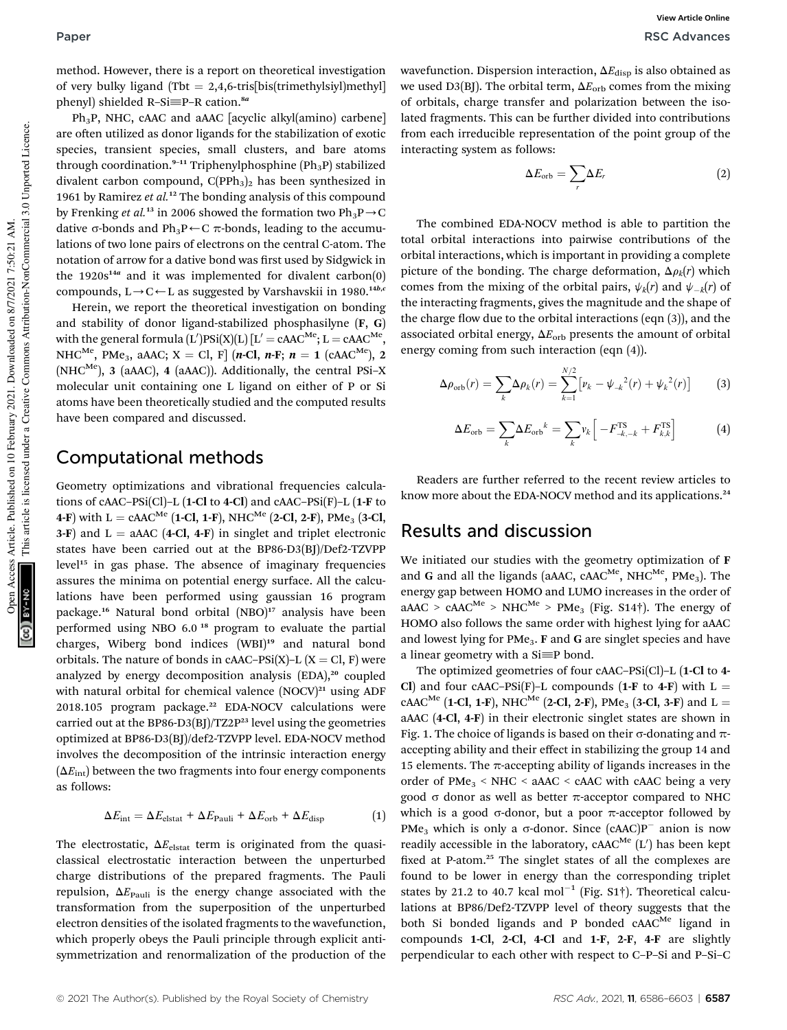method. However, there is a report on theoretical investigation of very bulky ligand (Tbt = 2,4,6-tris[bis(trimethylsilyl)methyl] phenyl) shielded R–Si≡P–R cation.[8a]

$Ph_3P$, NHC, cAAC and aAAC [acyclic alkyl(amino) carbene] are often utilized as donor ligands for the stabilization of exotic species, transient species, small clusters, and bare atoms through coordination.[9–11] Triphenylphosphine ($Ph_3P$) stabilized divalent carbon compound, $C(PPh_3)_2$ has been synthesized in 1961 by Ramirez *et al.*[12] The bonding analysis of this compound by Frenking *et al.*[13] in 2006 showed the formation two $Ph_3P \rightarrow C$ dative σ-bonds and $Ph_3P \leftarrow C$ π-bonds, leading to the accumulations of two lone pairs of electrons on the central C-atom. The notation of arrow for a dative bond was first used by Sidgwick in the 1920s[14a] and it was implemented for divalent carbon(0) compounds, $L \rightarrow C \leftarrow L$ as suggested by Varshavskii in 1980.[14b,c]

Herein, we report the theoretical investigation on bonding and stability of donor ligand-stabilized phosphasilyne (**F**, **G**) with the general formula (L′)PSi(X)(L) [L′ = $cAAC^{Me}$; L = $cAAC^{Me}$, $NHC^{Me}$, $PMe_3$, aAAC; X = Cl, F] (***n*-Cl**, ***n*-F**; ***n*** = **1** ($cAAC^{Me}$), **2** ($NHC^{Me}$), **3** (aAAC), **4** (aAAC)). Additionally, the central PSi–X molecular unit containing one L ligand on either of P or Si atoms have been theoretically studied and the computed results have been compared and discussed.

## Computational methods

Geometry optimizations and vibrational frequencies calculations of cAAC–PSi(Cl)–L (**1-Cl** to **4-Cl**) and cAAC–PSi(F)–L (**1-F** to **4-F**) with L = $cAAC^{Me}$ (**1-Cl**, **1-F**), $NHC^{Me}$ (**2-Cl**, **2-F**), $PMe_3$ (**3-Cl**, **3-F**) and L = aAAC (**4-Cl**, **4-F**) in singlet and triplet electronic states have been carried out at the BP86-D3(BJ)/Def2-TZVPP level[15] in gas phase. The absence of imaginary frequencies assures the minima on potential energy surface. All the calculations have been performed using gaussian 16 program package.[16] Natural bond orbital (NBO)[17] analysis have been performed using NBO 6.0 [18] program to evaluate the partial charges, Wiberg bond indices (WBI)[19] and natural bond orbitals. The nature of bonds in cAAC–PSi(X)–L (X = Cl, F) were analyzed by energy decomposition analysis (EDA),[20] coupled with natural orbital for chemical valence (NOCV)[21] using ADF 2018.105 program package.[22] EDA-NOCV calculations were carried out at the BP86-D3(BJ)/TZ2P[23] level using the geometries optimized at BP86-D3(BJ)/def2-TZVPP level. EDA-NOCV method involves the decomposition of the intrinsic interaction energy ($\Delta E_{int}$) between the two fragments into four energy components as follows:

$$\Delta E_{int} = \Delta E_{elstat} + \Delta E_{Pauli} + \Delta E_{orb} + \Delta E_{disp} \quad (1)$$

The electrostatic, $\Delta E_{elstat}$ term is originated from the quasi-classical electrostatic interaction between the unperturbed charge distributions of the prepared fragments. The Pauli repulsion, $\Delta E_{Pauli}$ is the energy change associated with the transformation from the superposition of the unperturbed electron densities of the isolated fragments to the wavefunction, which properly obeys the Pauli principle through explicit antisymmetrization and renormalization of the production of the wavefunction. Dispersion interaction, $\Delta E_{disp}$ is also obtained as we used D3(BJ). The orbital term, $\Delta E_{orb}$ comes from the mixing of orbitals, charge transfer and polarization between the isolated fragments. This can be further divided into contributions from each irreducible representation of the point group of the interacting system as follows:

$$\Delta E_{orb} = \sum_r \Delta E_r \quad (2)$$

The combined EDA-NOCV method is able to partition the total orbital interactions into pairwise contributions of the orbital interactions, which is important in providing a complete picture of the bonding. The charge deformation, $\Delta\rho_k(r)$ which comes from the mixing of the orbital pairs, $\psi_k(r)$ and $\psi_{-k}(r)$ of the interacting fragments, gives the magnitude and the shape of the charge flow due to the orbital interactions (eqn (3)), and the associated orbital energy, $\Delta E_{orb}$ presents the amount of orbital energy coming from such interaction (eqn (4)).

$$\Delta\rho_{orb}(r) = \sum_k \Delta\rho_k(r) = \sum_{k=1}^{N/2} \left[\nu_k - \psi_{-k}^{\ 2}(r) + \psi_k^{\ 2}(r)\right] \quad (3)$$

$$\Delta E_{orb} = \sum_k \Delta E_{orb}{}^k = \sum_k \nu_k \left[-F_{-k,-k}^{TS} + F_{k,k}^{TS}\right] \quad (4)$$

Readers are further referred to the recent review articles to know more about the EDA-NOCV method and its applications.[24]

## Results and discussion

We initiated our studies with the geometry optimization of **F** and **G** and all the ligands (aAAC, $cAAC^{Me}$, $NHC^{Me}$, $PMe_3$). The energy gap between HOMO and LUMO increases in the order of aAAC > $cAAC^{Me}$ > $NHC^{Me}$ > $PMe_3$ (Fig. S14†). The energy of HOMO also follows the same order with highest lying for aAAC and lowest lying for $PMe_3$. **F** and **G** are singlet species and have a linear geometry with a Si≡P bond.

The optimized geometries of four cAAC–PSi(Cl)–L (**1-Cl** to **4-Cl**) and four cAAC–PSi(F)–L compounds (**1-F** to **4-F**) with L = $cAAC^{Me}$ (**1-Cl**, **1-F**), $NHC^{Me}$ (**2-Cl**, **2-F**), $PMe_3$ (**3-Cl**, **3-F**) and L = aAAC (**4-Cl**, **4-F**) in their electronic singlet states are shown in Fig. 1. The choice of ligands is based on their σ-donating and π-accepting ability and their effect in stabilizing the group 14 and 15 elements. The π-accepting ability of ligands increases in the order of $PMe_3$ < NHC < aAAC < cAAC with cAAC being a very good σ donor as well as better π-acceptor compared to NHC which is a good σ-donor, but a poor π-acceptor followed by $PMe_3$ which is only a σ-donor. Since $(cAAC)P^-$ anion is now readily accessible in the laboratory, $cAAC^{Me}$ (L′) has been kept fixed at P-atom.[25] The singlet states of all the complexes are found to be lower in energy than the corresponding triplet states by 21.2 to 40.7 kcal $mol^{-1}$ (Fig. S1†). Theoretical calculations at BP86/Def2-TZVPP level of theory suggests that the both Si bonded ligands and P bonded $cAAC^{Me}$ ligand in compounds **1-Cl**, **2-Cl**, **4-Cl** and **1-F**, **2-F**, **4-F** are slightly perpendicular to each other with respect to C–P–Si and P–Si–C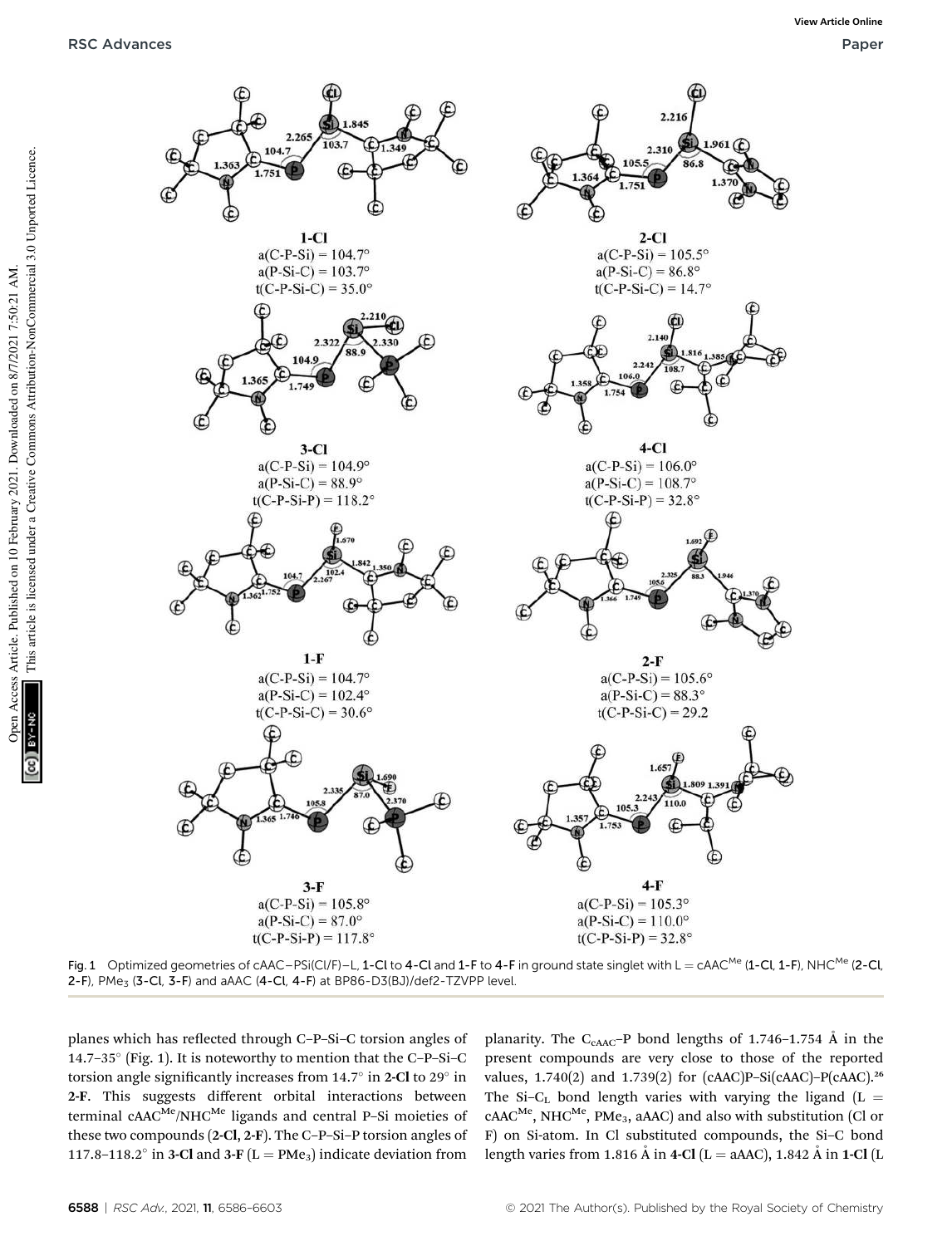1-Cl
a(C-P-Si) = 104.7°
a(P-Si-C) = 103.7°
t(C-P-Si-C) = 35.0°

2-Cl
a(C-P-Si) = 105.5°
a(P-Si-C) = 86.8°
t(C-P-Si-C) = 14.7°

3-Cl
a(C-P-Si) = 104.9°
a(P-Si-C) = 88.9°
t(C-P-Si-P) = 118.2°

4-Cl
a(C-P-Si) = 106.0°
a(P-Si-C) = 108.7°
t(C-P-Si-P) = 32.8°

1-F
a(C-P-Si) = 104.7°
a(P-Si-C) = 102.4°
t(C-P-Si-C) = 30.6°

2-F
a(C-P-Si) = 105.6°
a(P-Si-C) = 88.3°
t(C-P-Si-C) = 29.2

3-F
a(C-P-Si) = 105.8°
a(P-Si-C) = 87.0°
t(C-P-Si-P) = 117.8°

4-F
a(C-P-Si) = 105.3°
a(P-Si-C) = 110.0°
t(C-P-Si-P) = 32.8°

Fig. 1 Optimized geometries of cAAC–PSi(Cl/F)–L, **1-Cl** to **4-Cl** and **1-F** to **4-F** in ground state singlet with L = cAAC$^{Me}$ (**1-Cl**, **1-F**), NHC$^{Me}$ (**2-Cl**, **2-F**), $PMe_3$ (**3-Cl**, **3-F**) and aAAC (**4-Cl**, **4-F**) at BP86-D3(BJ)/def2-TZVPP level.

planes which has reflected through C–P–Si–C torsion angles of 14.7–35° (Fig. 1). It is noteworthy to mention that the C–P–Si–C torsion angle significantly increases from 14.7° in **2-Cl** to 29° in **2-F**. This suggests different orbital interactions between terminal cAAC$^{Me}$/NHC$^{Me}$ ligands and central P–Si moieties of these two compounds (**2-Cl**, **2-F**). The C–P–Si–P torsion angles of 117.8–118.2° in **3-Cl** and **3-F** (L = $PMe_3$) indicate deviation from planarity. The $C_{cAAC}$–P bond lengths of 1.746–1.754 Å in the present compounds are very close to those of the reported values, 1.740(2) and 1.739(2) for (cAAC)P–Si(cAAC)–P(cAAC).[26] The Si–$C_L$ bond length varies with varying the ligand (L = cAAC$^{Me}$, NHC$^{Me}$, $PMe_3$, aAAC) and also with substitution (Cl or F) on Si-atom. In Cl substituted compounds, the Si–C bond length varies from 1.816 Å in **4-Cl** (L = aAAC), 1.842 Å in **1-Cl** (L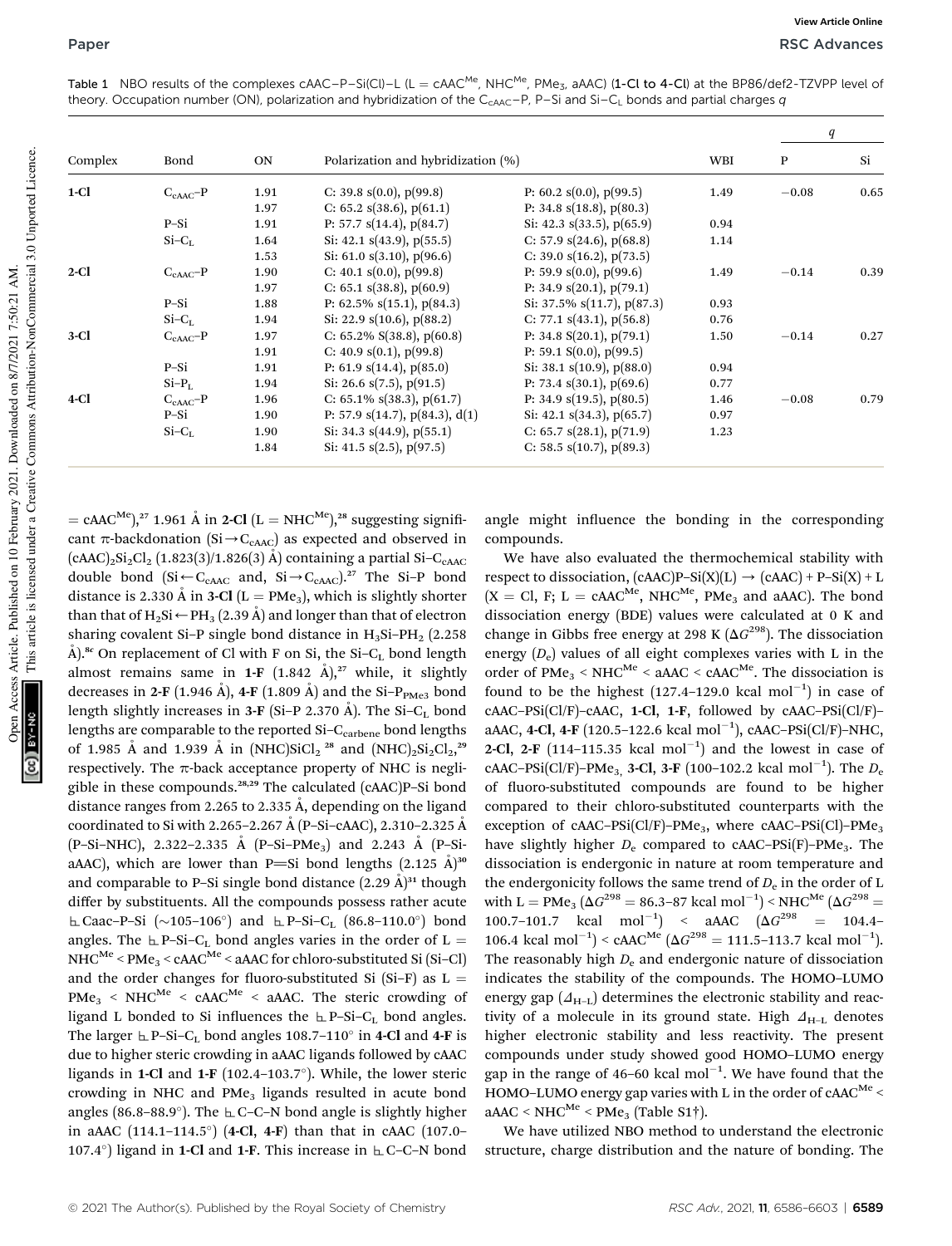Table 1 NBO results of the complexes cAAC–P–Si(Cl)–L (L = $cAAC^{Me}$, $NHC^{Me}$, $PMe_3$, aAAC) (**1-Cl to 4-Cl**) at the BP86/def2-TZVPP level of theory. Occupation number (ON), polarization and hybridization of the $C_{cAAC}$–P, P–Si and Si–$C_L$ bonds and partial charges $q$

| Complex | Bond | ON | Polarization and hybridization (%) | | WBI | $q$ P | $q$ Si |
|---|---|---|---|---|---|---|---|
| **1-Cl** | $C_{cAAC}$–P | 1.91 | C: 39.8 s(0.0), p(99.8) | P: 60.2 s(0.0), p(99.5) | 1.49 | −0.08 | 0.65 |
| | | 1.97 | C: 65.2 s(38.6), p(61.1) | P: 34.8 s(18.8), p(80.3) | | | |
| | P–Si | 1.91 | P: 57.7 s(14.4), p(84.7) | Si: 42.3 s(33.5), p(65.9) | 0.94 | | |
| | Si–$C_L$ | 1.64 | Si: 42.1 s(43.9), p(55.5) | C: 57.9 s(24.6), p(68.8) | 1.14 | | |
| | | 1.53 | Si: 61.0 s(3.10), p(96.6) | C: 39.0 s(16.2), p(73.5) | | | |
| **2-Cl** | $C_{cAAC}$–P | 1.90 | C: 40.1 s(0.0), p(99.8) | P: 59.9 s(0.0), p(99.6) | 1.49 | −0.14 | 0.39 |
| | | 1.97 | C: 65.1 s(38.8), p(60.9) | P: 34.9 s(20.1), p(79.1) | | | |
| | P–Si | 1.88 | P: 62.5% s(15.1), p(84.3) | Si: 37.5% s(11.7), p(87.3) | 0.93 | | |
| | Si–$C_L$ | 1.94 | Si: 22.9 s(10.6), p(88.2) | C: 77.1 s(43.1), p(56.8) | 0.76 | | |
| **3-Cl** | $C_{cAAC}$–P | 1.97 | C: 65.2% S(38.8), p(60.8) | P: 34.8 S(20.1), p(79.1) | 1.50 | −0.14 | 0.27 |
| | | 1.91 | C: 40.9 s(0.1), p(99.8) | P: 59.1 S(0.0), p(99.5) | | | |
| | P–Si | 1.91 | P: 61.9 s(14.4), p(85.0) | Si: 38.1 s(10.9), p(88.0) | 0.94 | | |
| | Si–$P_L$ | 1.94 | Si: 26.6 s(7.5), p(91.5) | P: 73.4 s(30.1), p(69.6) | 0.77 | | |
| **4-Cl** | $C_{cAAC}$–P | 1.96 | C: 65.1% s(38.3), p(61.7) | P: 34.9 s(19.5), p(80.5) | 1.46 | −0.08 | 0.79 |
| | P–Si | 1.90 | P: 57.9 s(14.7), p(84.3), d(1) | Si: 42.1 s(34.3), p(65.7) | 0.97 | | |
| | Si–$C_L$ | 1.90 | Si: 34.3 s(44.9), p(55.1) | C: 65.7 s(28.1), p(71.9) | 1.23 | | |
| | | 1.84 | Si: 41.5 s(2.5), p(97.5) | C: 58.5 s(10.7), p(89.3) | | | |

= $cAAC^{Me}$),[27] 1.961 Å in **2-Cl** (L = $NHC^{Me}$),[28] suggesting significant π-backdonation (Si→$C_{cAAC}$) as expected and observed in $(cAAC)_2Si_2Cl_2$ (1.823(3)/1.826(3) Å) containing a partial Si–$C_{cAAC}$ double bond (Si←$C_{cAAC}$ and, Si→$C_{cAAC}$).[27] The Si–P bond distance is 2.330 Å in **3-Cl** (L = $PMe_3$), which is slightly shorter than that of $H_2Si \leftarrow PH_3$ (2.39 Å) and longer than that of electron sharing covalent Si–P single bond distance in $H_3Si–PH_2$ (2.258 Å).[8c] On replacement of Cl with F on Si, the Si–$C_L$ bond length almost remains same in **1-F** (1.842 Å),[27] while, it slightly decreases in **2-F** (1.946 Å), **4-F** (1.809 Å) and the Si–$P_{PMe3}$ bond length slightly increases in **3-F** (Si–P 2.370 Å). The Si–$C_L$ bond lengths are comparable to the reported Si–$C_{carbene}$ bond lengths of 1.985 Å and 1.939 Å in $(NHC)SiCl_2$ [28] and $(NHC)_2Si_2Cl_2$,[29] respectively. The π-back acceptance property of NHC is negligible in these compounds.[28,29] The calculated (cAAC)P–Si bond distance ranges from 2.265 to 2.335 Å, depending on the ligand coordinated to Si with 2.265–2.267 Å (P–Si–cAAC), 2.310–2.325 Å (P–Si–NHC), 2.322–2.335 Å (P–Si–$PMe_3$) and 2.243 Å (P–Si-aAAC), which are lower than P=Si bond lengths (2.125 Å)[30] and comparable to P–Si single bond distance (2.29 Å)[31] though differ by substituents. All the compounds possess rather acute ∠Caac–P–Si (∼105–106°) and ∠P–Si–$C_L$ (86.8–110.0°) bond angles. The ∠P–Si–$C_L$ bond angles varies in the order of L = $NHC^{Me}$ < $PMe_3$ < $cAAC^{Me}$ < aAAC for chloro-substituted Si (Si–Cl) and the order changes for fluoro-substituted Si (Si–F) as L = $PMe_3$ < $NHC^{Me}$ < $cAAC^{Me}$ < aAAC. The steric crowding of ligand L bonded to Si influences the ∠P–Si–$C_L$ bond angles. The larger ∠P–Si–$C_L$ bond angles 108.7–110° in **4-Cl** and **4-F** is due to higher steric crowding in aAAC ligands followed by cAAC ligands in **1-Cl** and **1-F** (102.4–103.7°). While, the lower steric crowding in NHC and $PMe_3$ ligands resulted in acute bond angles (86.8–88.9°). The ∠C–C–N bond angle is slightly higher in aAAC (114.1–114.5°) (**4-Cl, 4-F**) than that in cAAC (107.0–107.4°) ligand in **1-Cl** and **1-F**. This increase in ∠C–C–N bond angle might influence the bonding in the corresponding compounds.

We have also evaluated the thermochemical stability with respect to dissociation, (cAAC)P–Si(X)(L) → (cAAC) + P–Si(X) + L (X = Cl, F; L = $cAAC^{Me}$, $NHC^{Me}$, $PMe_3$ and aAAC). The bond dissociation energy (BDE) values were calculated at 0 K and change in Gibbs free energy at 298 K ($\Delta G^{298}$). The dissociation energy ($D_e$) values of all eight complexes varies with L in the order of $PMe_3$ < $NHC^{Me}$ < aAAC < $cAAC^{Me}$. The dissociation is found to be the highest (127.4–129.0 kcal $mol^{-1}$) in case of cAAC–PSi(Cl/F)–cAAC, **1-Cl**, **1-F**, followed by cAAC–PSi(Cl/F)–aAAC, **4-Cl**, **4-F** (120.5–122.6 kcal $mol^{-1}$), cAAC–PSi(Cl/F)–NHC, **2-Cl**, **2-F** (114–115.35 kcal $mol^{-1}$) and the lowest in case of cAAC–PSi(Cl/F)–$PMe_3$, **3-Cl**, **3-F** (100–102.2 kcal $mol^{-1}$). The $D_e$ of fluoro-substituted compounds are found to be higher compared to their chloro-substituted counterparts with the exception of cAAC–PSi(Cl/F)–$PMe_3$, where cAAC–PSi(Cl)–$PMe_3$ have slightly higher $D_e$ compared to cAAC–PSi(F)–$PMe_3$. The dissociation is endergonic in nature at room temperature and the endergonicity follows the same trend of $D_e$ in the order of L with L = $PMe_3$ ($\Delta G^{298}$ = 86.3–87 kcal $mol^{-1}$) < $NHC^{Me}$ ($\Delta G^{298}$ = 100.7–101.7 kcal $mol^{-1}$) < aAAC ($\Delta G^{298}$ = 104.4–106.4 kcal $mol^{-1}$) < $cAAC^{Me}$ ($\Delta G^{298}$ = 111.5–113.7 kcal $mol^{-1}$). The reasonably high $D_e$ and endergonic nature of dissociation indicates the stability of the compounds. The HOMO–LUMO energy gap ($\Delta_{H-L}$) determines the electronic stability and reactivity of a molecule in its ground state. High $\Delta_{H-L}$ denotes higher electronic stability and less reactivity. The present compounds under study showed good HOMO–LUMO energy gap in the range of 46–60 kcal $mol^{-1}$. We have found that the HOMO–LUMO energy gap varies with L in the order of $cAAC^{Me}$ < aAAC < $NHC^{Me}$ < $PMe_3$ (Table S1†).

We have utilized NBO method to understand the electronic structure, charge distribution and the nature of bonding. The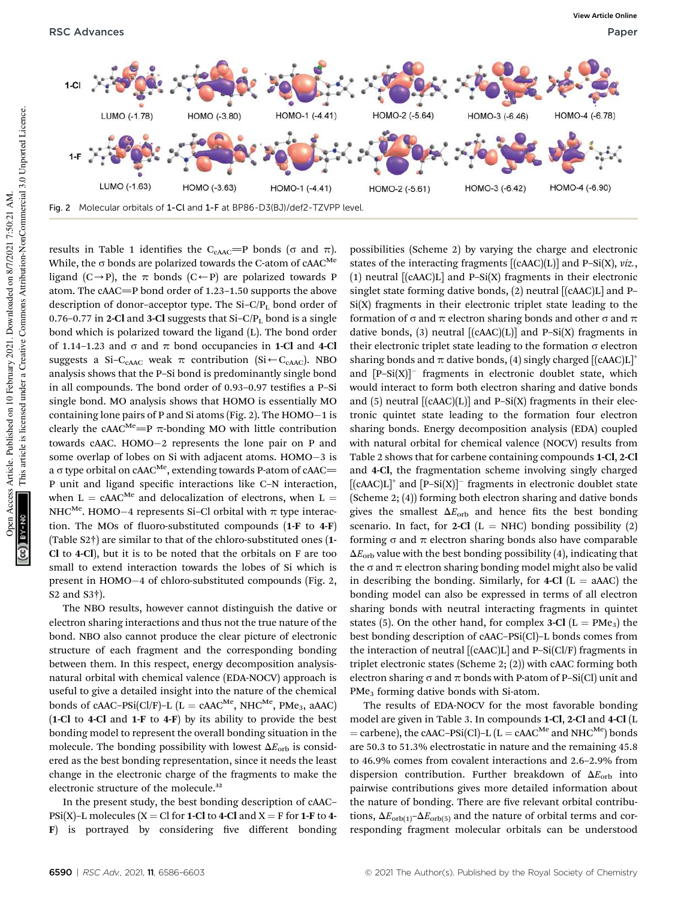1-Cl: LUMO (-1.78), HOMO (-3.80), HOMO-1 (-4.41), HOMO-2 (-5.64), HOMO-3 (-6.46), HOMO-4 (-6.78)

1-F: LUMO (-1.63), HOMO (-3.63), HOMO-1 (-4.41), HOMO-2 (-5.61), HOMO-3 (-6.42), HOMO-4 (-6.90)

Fig. 2 Molecular orbitals of **1-Cl** and **1-F** at BP86-D3(BJ)/def2-TZVPP level.

results in Table 1 identifies the $C_{cAAC}{=}P$ bonds (σ and π). While, the σ bonds are polarized towards the C-atom of $cAAC^{Me}$ ligand (C→P), the π bonds (C←P) are polarized towards P atom. The cAAC=P bond order of 1.23–1.50 supports the above description of donor–acceptor type. The Si–C/$P_L$ bond order of 0.76–0.77 in **2-Cl** and **3-Cl** suggests that Si–C/$P_L$ bond is a single bond which is polarized toward the ligand (L). The bond order of 1.14–1.23 and σ and π bond occupancies in **1-Cl** and **4-Cl** suggests a Si–$C_{cAAC}$ weak π contribution (Si←$C_{cAAC}$). NBO analysis shows that the P–Si bond is predominantly single bond in all compounds. The bond order of 0.93–0.97 testifies a P–Si single bond. MO analysis shows that HOMO is essentially MO containing lone pairs of P and Si atoms (Fig. 2). The HOMO−1 is clearly the $cAAC^{Me}{=}P$ π-bonding MO with little contribution towards cAAC. HOMO−2 represents the lone pair on P and some overlap of lobes on Si with adjacent atoms. HOMO−3 is a σ type orbital on $cAAC^{Me}$, extending towards P-atom of cAAC=P unit and ligand specific interactions like C–N interaction, when L = $cAAC^{Me}$ and delocalization of electrons, when L = $NHC^{Me}$. HOMO−4 represents Si–Cl orbital with π type interaction. The MOs of fluoro-substituted compounds (**1-F** to **4-F**) (Table S2†) are similar to that of the chloro-substituted ones (**1-Cl** to **4-Cl**), but it is to be noted that the orbitals on F are too small to extend interaction towards the lobes of Si which is present in HOMO−4 of chloro-substituted compounds (Fig. 2, S2 and S3†).

The NBO results, however cannot distinguish the dative or electron sharing interactions and thus not the true nature of the bond. NBO also cannot produce the clear picture of electronic structure of each fragment and the corresponding bonding between them. In this respect, energy decomposition analysis-natural orbital with chemical valence (EDA-NOCV) approach is useful to give a detailed insight into the nature of the chemical bonds of cAAC–PSi(Cl/F)–L (L = $cAAC^{Me}$, $NHC^{Me}$, $PMe_3$, aAAC) (**1-Cl** to **4-Cl** and **1-F** to **4-F**) by its ability to provide the best bonding model to represent the overall bonding situation in the molecule. The bonding possibility with lowest $\Delta E_{orb}$ is considered as the best bonding representation, since it needs the least change in the electronic charge of the fragments to make the electronic structure of the molecule.[32]

In the present study, the best bonding description of cAAC–PSi(X)–L molecules (X = Cl for **1-Cl** to **4-Cl** and X = F for **1-F** to **4-F**) is portrayed by considering five different bonding possibilities (Scheme 2) by varying the charge and electronic states of the interacting fragments [(cAAC)(L)] and P–Si(X), *viz.*, (1) neutral [(cAAC)L] and P–Si(X) fragments in their electronic singlet state forming dative bonds, (2) neutral [(cAAC)L] and P–Si(X) fragments in their electronic triplet state leading to the formation of σ and π electron sharing bonds and other σ and π dative bonds, (3) neutral [(cAAC)(L)] and P–Si(X) fragments in their electronic triplet state leading to the formation σ electron sharing bonds and π dative bonds, (4) singly charged $[(cAAC)L]^+$ and $[P–Si(X)]^-$ fragments in electronic doublet state, which would interact to form both electron sharing and dative bonds and (5) neutral [(cAAC)(L)] and P–Si(X) fragments in their electronic quintet state leading to the formation four electron sharing bonds. Energy decomposition analysis (EDA) coupled with natural orbital for chemical valence (NOCV) results from Table 2 shows that for carbene containing compounds **1-Cl**, **2-Cl** and **4-Cl**, the fragmentation scheme involving singly charged $[(cAAC)L]^+$ and $[P–Si(X)]^-$ fragments in electronic doublet state (Scheme 2; (4)) forming both electron sharing and dative bonds gives the smallest $\Delta E_{orb}$ and hence fits the best bonding scenario. In fact, for **2-Cl** (L = NHC) bonding possibility (2) forming σ and π electron sharing bonds also have comparable $\Delta E_{orb}$ value with the best bonding possibility (4), indicating that the σ and π electron sharing bonding model might also be valid in describing the bonding. Similarly, for **4-Cl** (L = aAAC) the bonding model can also be expressed in terms of all electron sharing bonds with neutral interacting fragments in quintet states (5). On the other hand, for complex **3-Cl** (L = $PMe_3$) the best bonding description of cAAC–PSi(Cl)–L bonds comes from the interaction of neutral [(cAAC)L] and P–Si(Cl/F) fragments in triplet electronic states (Scheme 2; (2)) with cAAC forming both electron sharing σ and π bonds with P-atom of P–Si(Cl) unit and $PMe_3$ forming dative bonds with Si-atom.

The results of EDA-NOCV for the most favorable bonding model are given in Table 3. In compounds **1-Cl**, **2-Cl** and **4-Cl** (L = carbene), the cAAC–PSi(Cl)–L (L = $cAAC^{Me}$ and $NHC^{Me}$) bonds are 50.3 to 51.3% electrostatic in nature and the remaining 45.8 to 46.9% comes from covalent interactions and 2.6–2.9% from dispersion contribution. Further breakdown of $\Delta E_{orb}$ into pairwise contributions gives more detailed information about the nature of bonding. There are five relevant orbital contributions, $\Delta E_{orb(1)}$–$\Delta E_{orb(5)}$ and the nature of orbital terms and corresponding fragment molecular orbitals can be understood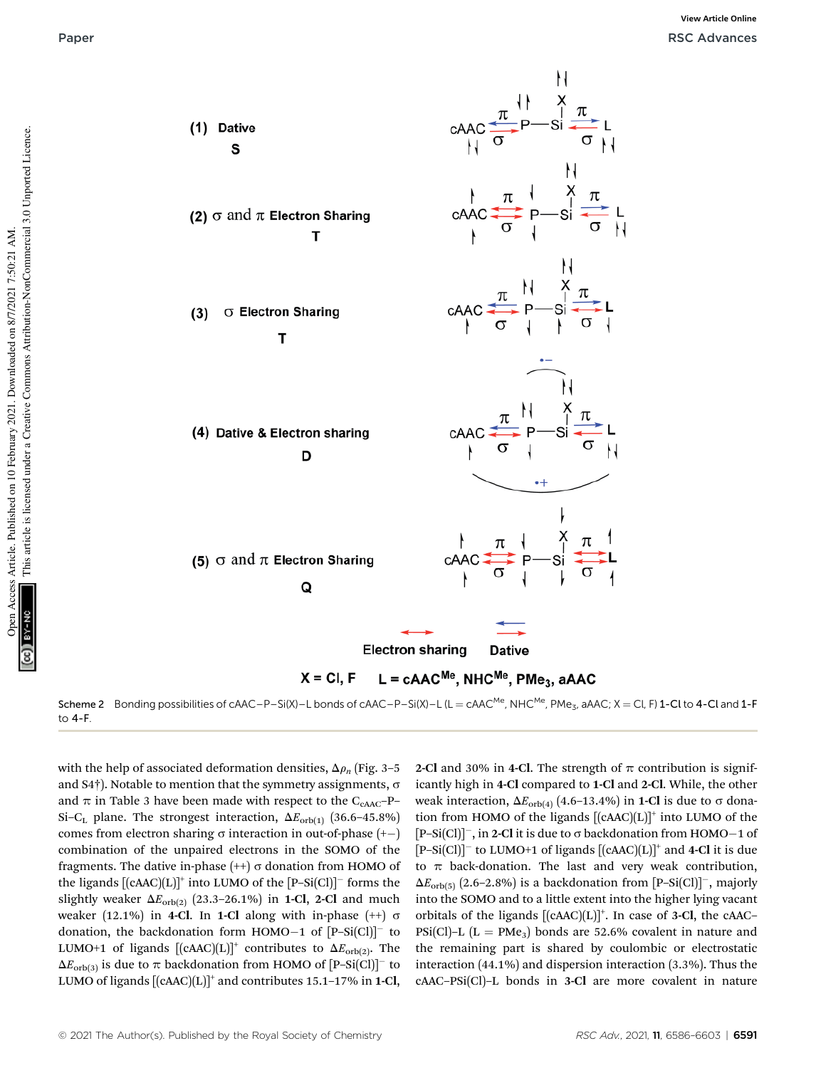(1) Dative
S

(2) σ and π Electron Sharing
T

(3) σ Electron Sharing
T

(4) Dative & Electron sharing
D

(5) σ and π Electron Sharing
Q

Electron sharing    Dative

X = Cl, F    L = $cAAC^{Me}$, $NHC^{Me}$, $PMe_3$, aAAC

Scheme 2 Bonding possibilities of cAAC–P–Si(X)–L bonds of cAAC–P–Si(X)–L (L = $cAAC^{Me}$, $NHC^{Me}$, $PMe_3$, aAAC; X = Cl, F) **1-Cl** to **4-Cl** and **1-F** to **4-F**.

with the help of associated deformation densities, $\Delta\rho_n$ (Fig. 3–5 and S4†). Notable to mention that the symmetry assignments, σ and π in Table 3 have been made with respect to the $C_{cAAC}$–P–Si–$C_L$ plane. The strongest interaction, $\Delta E_{orb(1)}$ (36.6–45.8%) comes from electron sharing σ interaction in out-of-phase (+−) combination of the unpaired electrons in the SOMO of the fragments. The dative in-phase (++) σ donation from HOMO of the ligands $[(cAAC)(L)]^+$ into LUMO of the $[P–Si(Cl)]^-$ forms the slightly weaker $\Delta E_{orb(2)}$ (23.3–26.1%) in **1-Cl**, **2-Cl** and much weaker (12.1%) in **4-Cl**. In **1-Cl** along with in-phase (++) σ donation, the backdonation form HOMO−1 of $[P–Si(Cl)]^-$ to LUMO+1 of ligands $[(cAAC)(L)]^+$ contributes to $\Delta E_{orb(2)}$. The $\Delta E_{orb(3)}$ is due to π backdonation from HOMO of $[P–Si(Cl)]^-$ to LUMO of ligands $[(cAAC)(L)]^+$ and contributes 15.1–17% in **1-Cl**, **2-Cl** and 30% in **4-Cl**. The strength of π contribution is significantly high in **4-Cl** compared to **1-Cl** and **2-Cl**. While, the other weak interaction, $\Delta E_{orb(4)}$ (4.6–13.4%) in **1-Cl** is due to σ donation from HOMO of the ligands $[(cAAC)(L)]^+$ into LUMO of the $[P–Si(Cl)]^-$, in **2-Cl** it is due to σ backdonation from HOMO−1 of $[P–Si(Cl)]^-$ to LUMO+1 of ligands $[(cAAC)(L)]^+$ and **4-Cl** it is due to π back-donation. The last and very weak contribution, $\Delta E_{orb(5)}$ (2.6–2.8%) is a backdonation from $[P–Si(Cl)]^-$, majorly into the SOMO and to a little extent into the higher lying vacant orbitals of the ligands $[(cAAC)(L)]^+$. In case of **3-Cl**, the cAAC–PSi(Cl)–L (L = $PMe_3$) bonds are 52.6% covalent in nature and the remaining part is shared by coulombic or electrostatic interaction (44.1%) and dispersion interaction (3.3%). Thus the cAAC–PSi(Cl)–L bonds in **3-Cl** are more covalent in nature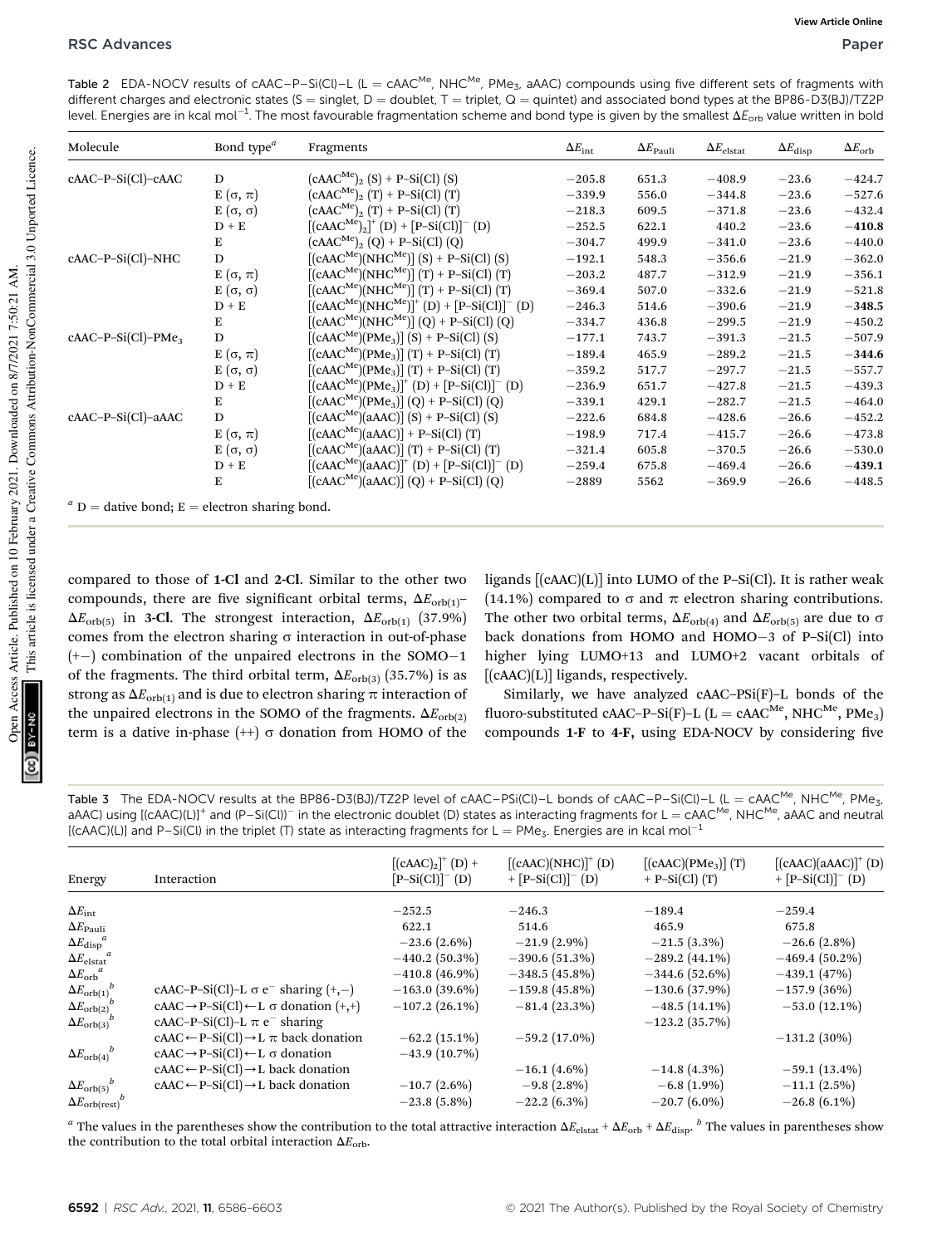Table 2 EDA-NOCV results of cAAC–P–Si(Cl)–L (L = $cAAC^{Me}$, $NHC^{Me}$, $PMe_3$, aAAC) compounds using five different sets of fragments with different charges and electronic states (S = singlet, D = doublet, T = triplet, Q = quintet) and associated bond types at the BP86-D3(BJ)/TZ2P level. Energies are in kcal $mol^{-1}$. The most favourable fragmentation scheme and bond type is given by the smallest $\Delta E_{orb}$ value written in bold

| Molecule | Bond type[a] | Fragments | $\Delta E_{int}$ | $\Delta E_{Pauli}$ | $\Delta E_{elstat}$ | $\Delta E_{disp}$ | $\Delta E_{orb}$ |
|---|---|---|---|---|---|---|---|
| cAAC–P–Si(Cl)–cAAC | D | $(cAAC^{Me})_2$ (S) + P–Si(Cl) (S) | −205.8 | 651.3 | −408.9 | −23.6 | −424.7 |
| | E (σ, π) | $(cAAC^{Me})_2$ (T) + P–Si(Cl) (T) | −339.9 | 556.0 | −344.8 | −23.6 | −527.6 |
| | E (σ, σ) | $(cAAC^{Me})_2$ (T) + P–Si(Cl) (T) | −218.3 | 609.5 | −371.8 | −23.6 | −432.4 |
| | D + E | $[(cAAC^{Me})_2]^+$ (D) + $[P–Si(Cl)]^-$ (D) | −252.5 | 622.1 | 440.2 | −23.6 | **−410.8** |
| | E | $(cAAC^{Me})_2$ (Q) + P–Si(Cl) (Q) | −304.7 | 499.9 | −341.0 | −23.6 | −440.0 |
| cAAC–P–Si(Cl)–NHC | D | $[(cAAC^{Me})(NHC^{Me})]$ (S) + P–Si(Cl) (S) | −192.1 | 548.3 | −356.6 | −21.9 | −362.0 |
| | E (σ, π) | $[(cAAC^{Me})(NHC^{Me})]$ (T) + P–Si(Cl) (T) | −203.2 | 487.7 | −312.9 | −21.9 | −356.1 |
| | E (σ, σ) | $[(cAAC^{Me})(NHC^{Me})]$ (T) + P–Si(Cl) (T) | −369.4 | 507.0 | −332.6 | −21.9 | −521.8 |
| | D + E | $[(cAAC^{Me})(NHC^{Me})]^+$ (D) + $[P–Si(Cl)]^-$ (D) | −246.3 | 514.6 | −390.6 | −21.9 | **−348.5** |
| | E | $[(cAAC^{Me})(NHC^{Me})]$ (Q) + P–Si(Cl) (Q) | −334.7 | 436.8 | −299.5 | −21.9 | −450.2 |
| cAAC–P–Si(Cl)–$PMe_3$ | D | $[(cAAC^{Me})(PMe_3)]$ (S) + P–Si(Cl) (S) | −177.1 | 743.7 | −391.3 | −21.5 | −507.9 |
| | E (σ, π) | $[(cAAC^{Me})(PMe_3)]$ (T) + P–Si(Cl) (T) | −189.4 | 465.9 | −289.2 | −21.5 | **−344.6** |
| | E (σ, σ) | $[(cAAC^{Me})(PMe_3)]$ (T) + P–Si(Cl) (T) | −359.2 | 517.7 | −297.7 | −21.5 | −557.7 |
| | D + E | $[(cAAC^{Me})(PMe_3)]^+$ (D) + $[P–Si(Cl)]^-$ (D) | −236.9 | 651.7 | −427.8 | −21.5 | −439.3 |
| | E | $[(cAAC^{Me})(PMe_3)]$ (Q) + P–Si(Cl) (Q) | −339.1 | 429.1 | −282.7 | −21.5 | −464.0 |
| cAAC–P–Si(Cl)–aAAC | D | $[(cAAC^{Me})(aAAC)]$ (S) + P–Si(Cl) (S) | −222.6 | 684.8 | −428.6 | −26.6 | −452.2 |
| | E (σ, π) | $[(cAAC^{Me})(aAAC)]$ + P–Si(Cl) (T) | −198.9 | 717.4 | −415.7 | −26.6 | −473.8 |
| | E (σ, σ) | $[(cAAC^{Me})(aAAC)]$ (T) + P–Si(Cl) (T) | −321.4 | 605.8 | −370.5 | −26.6 | −530.0 |
| | D + E | $[(cAAC^{Me})(aAAC)]^+$ (D) + $[P–Si(Cl)]^-$ (D) | −259.4 | 675.8 | −469.4 | −26.6 | **−439.1** |
| | E | $[(cAAC^{Me})(aAAC)]$ (Q) + P–Si(Cl) (Q) | −2889 | 5562 | −369.9 | −26.6 | −448.5 |

[a] D = dative bond; E = electron sharing bond.

compared to those of **1-Cl** and **2-Cl**. Similar to the other two compounds, there are five significant orbital terms, $\Delta E_{orb(1)}$–$\Delta E_{orb(5)}$ in **3-Cl**. The strongest interaction, $\Delta E_{orb(1)}$ (37.9%) comes from the electron sharing σ interaction in out-of-phase (+−) combination of the unpaired electrons in the SOMO−1 of the fragments. The third orbital term, $\Delta E_{orb(3)}$ (35.7%) is as strong as $\Delta E_{orb(1)}$ and is due to electron sharing π interaction of the unpaired electrons in the SOMO of the fragments. $\Delta E_{orb(2)}$ term is a dative in-phase (++) σ donation from HOMO of the ligands [(cAAC)(L)] into LUMO of the P–Si(Cl). It is rather weak (14.1%) compared to σ and π electron sharing contributions. The other two orbital terms, $\Delta E_{orb(4)}$ and $\Delta E_{orb(5)}$ are due to σ back donations from HOMO and HOMO−3 of P–Si(Cl) into higher lying LUMO+13 and LUMO+2 vacant orbitals of [(cAAC)(L)] ligands, respectively.

Similarly, we have analyzed cAAC–PSi(F)–L bonds of the fluoro-substituted cAAC–P–Si(F)–L (L = $cAAC^{Me}$, $NHC^{Me}$, $PMe_3$) compounds **1-F** to **4-F,** using EDA-NOCV by considering five

Table 3 The EDA-NOCV results at the BP86-D3(BJ)/TZ2P level of cAAC–PSi(Cl)–L bonds of cAAC–P–Si(Cl)–L (L = $cAAC^{Me}$, $NHC^{Me}$, $PMe_3$, aAAC) using $[(cAAC)(L)]^+$ and $(P–Si(Cl))^-$ in the electronic doublet (D) states as interacting fragments for L = $cAAC^{Me}$, $NHC^{Me}$, aAAC and neutral [(cAAC)(L)] and P–Si(Cl) in the triplet (T) state as interacting fragments for L = $PMe_3$. Energies are in kcal $mol^{-1}$

| Energy | Interaction | $[(cAAC)_2]^+$ (D) + $[P–Si(Cl)]^-$ (D) | $[(cAAC)(NHC)]^+$ (D) + $[P–Si(Cl)]^-$ (D) | $[(cAAC)(PMe_3)]$ (T) + P–Si(Cl) (T) | $[(cAAC)(aAAC)]^+$ (D) + $[P–Si(Cl)]^-$ (D) |
|---|---|---|---|---|---|
| $\Delta E_{int}$ | | −252.5 | −246.3 | −189.4 | −259.4 |
| $\Delta E_{Pauli}$ | | 622.1 | 514.6 | 465.9 | 675.8 |
| $\Delta E_{disp}$[a] | | −23.6 (2.6%) | −21.9 (2.9%) | −21.5 (3.3%) | −26.6 (2.8%) |
| $\Delta E_{elstat}$[a] | | −440.2 (50.3%) | −390.6 (51.3%) | −289.2 (44.1%) | −469.4 (50.2%) |
| $\Delta E_{orb}$[a] | | −410.8 (46.9%) | −348.5 (45.8%) | −344.6 (52.6%) | −439.1 (47%) |
| $\Delta E_{orb(1)}$[b] | cAAC–P–Si(Cl)–L σ e⁻ sharing (+,−) | −163.0 (39.6%) | −159.8 (45.8%) | −130.6 (37.9%) | −157.9 (36%) |
| $\Delta E_{orb(2)}$[b] | cAAC→P–Si(Cl)←L σ donation (+,+) | −107.2 (26.1%) | −81.4 (23.3%) | −48.5 (14.1%) | −53.0 (12.1%) |
| $\Delta E_{orb(3)}$[b] | cAAC–P–Si(Cl)–L π e⁻ sharing | | | −123.2 (35.7%) | |
| | cAAC←P–Si(Cl)→L π back donation | −62.2 (15.1%) | −59.2 (17.0%) | | −131.2 (30%) |
| $\Delta E_{orb(4)}$[b] | cAAC→P–Si(Cl)←L σ donation | −43.9 (10.7%) | | | |
| | cAAC←P–Si(Cl)→L back donation | | −16.1 (4.6%) | −14.8 (4.3%) | −59.1 (13.4%) |
| $\Delta E_{orb(5)}$[b] | cAAC←P–Si(Cl)→L back donation | −10.7 (2.6%) | −9.8 (2.8%) | −6.8 (1.9%) | −11.1 (2.5%) |
| $\Delta E_{orb(rest)}$[b] | | −23.8 (5.8%) | −22.2 (6.3%) | −20.7 (6.0%) | −26.8 (6.1%) |

[a] The values in the parentheses show the contribution to the total attractive interaction $\Delta E_{elstat} + \Delta E_{orb} + \Delta E_{disp}$. [b] The values in parentheses show the contribution to the total orbital interaction $\Delta E_{orb}$.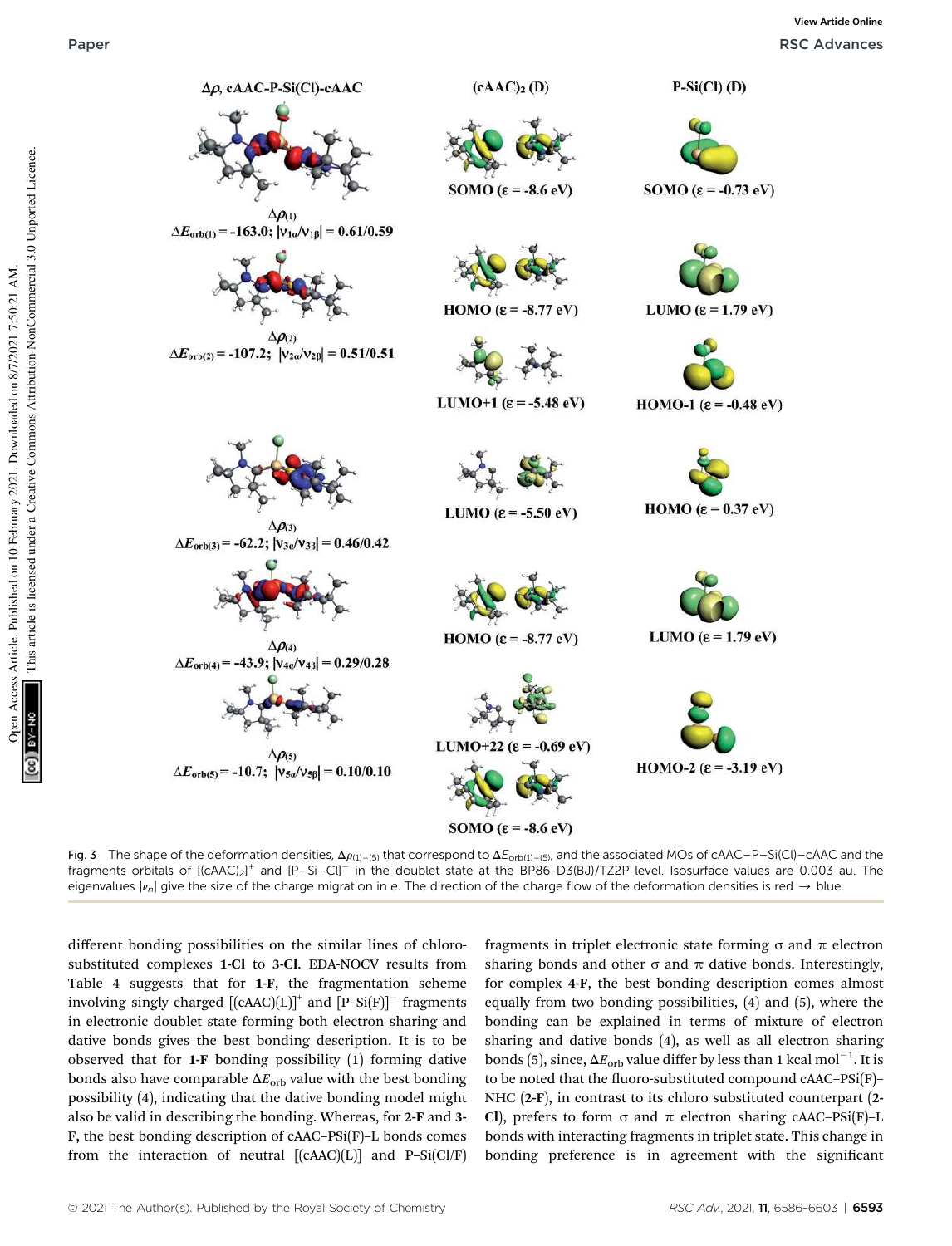Fig. 3 The shape of the deformation densities, $\Delta\rho_{(1)-(5)}$ that correspond to $\Delta E_{orb(1)-(5)}$, and the associated MOs of cAAC–P–Si(Cl)–cAAC and the fragments orbitals of $[(cAAC)_2]^+$ and $[P–Si–Cl]^-$ in the doublet state at the BP86-D3(BJ)/TZ2P level. Isosurface values are 0.003 au. The eigenvalues $|\nu_n|$ give the size of the charge migration in e. The direction of the charge flow of the deformation densities is red → blue.

different bonding possibilities on the similar lines of chloro-substituted complexes **1-Cl** to **3-Cl**. EDA-NOCV results from Table 4 suggests that for **1-F**, the fragmentation scheme involving singly charged $[(cAAC)(L)]^+$ and $[P–Si(F)]^-$ fragments in electronic doublet state forming both electron sharing and dative bonds gives the best bonding description. It is to be observed that for **1-F** bonding possibility (1) forming dative bonds also have comparable $\Delta E_{orb}$ value with the best bonding possibility (4), indicating that the dative bonding model might also be valid in describing the bonding. Whereas, for **2-F** and **3-F**, the best bonding description of cAAC–PSi(F)–L bonds comes from the interaction of neutral [(cAAC)(L)] and P–Si(Cl/F) fragments in triplet electronic state forming σ and π electron sharing bonds and other σ and π dative bonds. Interestingly, for complex **4-F**, the best bonding description comes almost equally from two bonding possibilities, (4) and (5), where the bonding can be explained in terms of mixture of electron sharing and dative bonds (4), as well as all electron sharing bonds (5), since, $\Delta E_{orb}$ value differ by less than 1 kcal $mol^{-1}$. It is to be noted that the fluoro-substituted compound cAAC–PSi(F)–NHC (**2-F**), in contrast to its chloro substituted counterpart (**2-Cl**), prefers to form σ and π electron sharing cAAC–PSi(F)–L bonds with interacting fragments in triplet state. This change in bonding preference is in agreement with the significant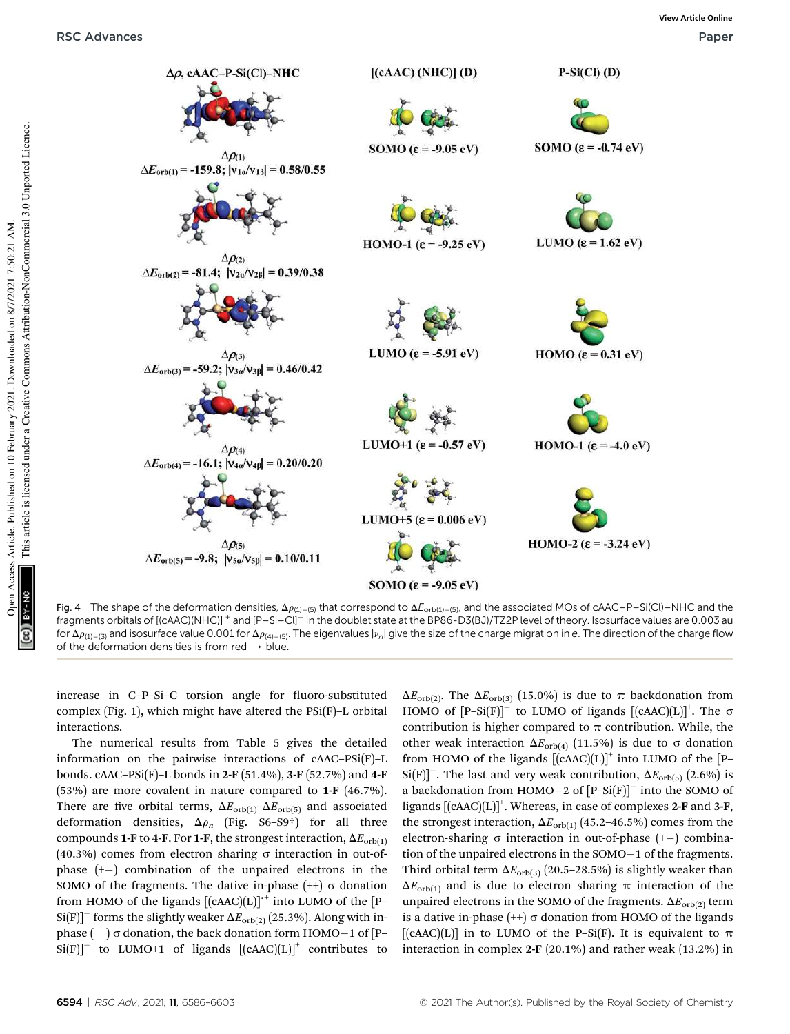Fig. 4 The shape of the deformation densities, $\Delta\rho_{(1)-(5)}$ that correspond to $\Delta E_{orb(1)-(5)}$, and the associated MOs of cAAC–P–Si(Cl)–NHC and the fragments orbitals of $[(cAAC)(NHC)]^+$ and $[P–Si–Cl]^-$ in the doublet state at the BP86-D3(BJ)/TZ2P level of theory. Isosurface values are 0.003 au for $\Delta\rho_{(1)-(3)}$ and isosurface value 0.001 for $\Delta\rho_{(4)-(5)}$. The eigenvalues $|\nu_n|$ give the size of the charge migration in $e$. The direction of the charge flow of the deformation densities is from red → blue.

increase in C–P–Si–C torsion angle for fluoro-substituted complex (Fig. 1), which might have altered the PSi(F)–L orbital interactions.

The numerical results from Table 5 gives the detailed information on the pairwise interactions of cAAC–PSi(F)–L bonds. cAAC–PSi(F)–L bonds in **2-F** (51.4%), **3-F** (52.7%) and **4-F** (53%) are more covalent in nature compared to **1-F** (46.7%). There are five orbital terms, $\Delta E_{orb(1)}$–$\Delta E_{orb(5)}$ and associated deformation densities, $\Delta\rho_n$ (Fig. S6–S9†) for all three compounds **1-F** to **4-F**. For **1-F**, the strongest interaction, $\Delta E_{orb(1)}$ (40.3%) comes from electron sharing σ interaction in out-of-phase (+−) combination of the unpaired electrons in the SOMO of the fragments. The dative in-phase (++) σ donation from HOMO of the ligands $[(cAAC)(L)]^{\bullet+}$ into LUMO of the $[P–Si(F)]^-$ forms the slightly weaker $\Delta E_{orb(2)}$ (25.3%). Along with in-phase (++) σ donation, the back donation form HOMO−1 of $[P–Si(F)]^-$ to LUMO+1 of ligands $[(cAAC)(L)]^+$ contributes to $\Delta E_{orb(2)}$. The $\Delta E_{orb(3)}$ (15.0%) is due to π backdonation from HOMO of $[P–Si(F)]^-$ to LUMO of ligands $[(cAAC)(L)]^+$. The σ contribution is higher compared to π contribution. While, the other weak interaction $\Delta E_{orb(4)}$ (11.5%) is due to σ donation from HOMO of the ligands $[(cAAC)(L)]^+$ into the LUMO of the $[P–Si(F)]^-$. The last and very weak contribution, $\Delta E_{orb(5)}$ (2.6%) is a backdonation from HOMO−2 of $[P–Si(F)]^-$ into the SOMO of ligands $[(cAAC)(L)]^+$. Whereas, in case of complexes **2-F** and **3-F**, the strongest interaction, $\Delta E_{orb(1)}$ (45.2–46.5%) comes from the electron-sharing σ interaction in out-of-phase (+−) combination of the unpaired electrons in the SOMO−1 of the fragments. Third orbital term $\Delta E_{orb(3)}$ (20.5–28.5%) is slightly weaker than $\Delta E_{orb(1)}$ and is due to electron sharing π interaction of the unpaired electrons in the SOMO of the fragments. $\Delta E_{orb(2)}$ term is a dative in-phase (++) σ donation from HOMO of the ligands $[(cAAC)(L)]$ in to LUMO of the P–Si(F). It is equivalent to π interaction in complex **2-F** (20.1%) and rather weak (13.2%) in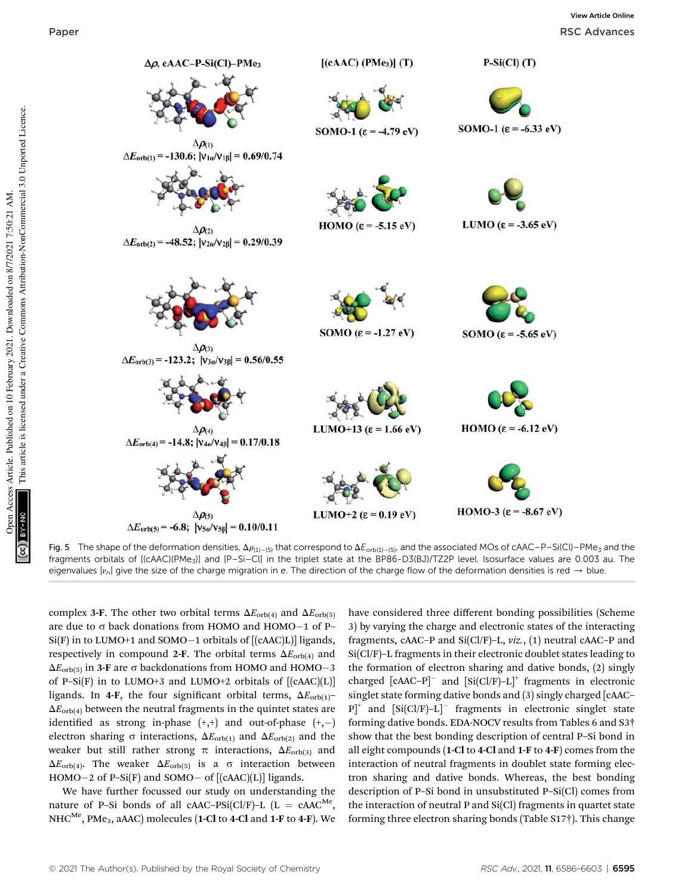Fig. 5 The shape of the deformation densities, $\Delta\rho_{(1)-(5)}$ that correspond to $\Delta E_{orb(1)-(5)}$, and the associated MOs of cAAC–P–Si(Cl)–PMe$_3$ and the fragments orbitals of [(cAAC)(PMe$_3$)] and [P–Si–Cl] in the triplet state at the BP86-D3(BJ)/TZ2P level. Isosurface values are 0.003 au. The eigenvalues $|\nu_n|$ give the size of the charge migration in e. The direction of the charge flow of the deformation densities is red → blue.

complex **3-F**. The other two orbital terms $\Delta E_{orb(4)}$ and $\Delta E_{orb(5)}$ are due to σ back donations from HOMO and HOMO−1 of P–Si(F) in to LUMO+1 and SOMO−1 orbitals of [(cAAC)L)] ligands, respectively in compound **2-F**. The orbital terms $\Delta E_{orb(4)}$ and $\Delta E_{orb(5)}$ in **3-F** are σ backdonations from HOMO and HOMO−3 of P–Si(F) in to LUMO+3 and LUMO+2 orbitals of [(cAAC)(L)] ligands. In **4-F**, the four significant orbital terms, $\Delta E_{orb(1)}$–$\Delta E_{orb(4)}$ between the neutral fragments in the quintet states are identified as strong in-phase (+,+) and out-of-phase (+,−) electron sharing σ interactions, $\Delta E_{orb(1)}$ and $\Delta E_{orb(2)}$ and the weaker but still rather strong π interactions, $\Delta E_{orb(3)}$ and $\Delta E_{orb(4)}$. The weaker $\Delta E_{orb(5)}$ is a σ interaction between HOMO−2 of P–Si(F) and SOMO− of [(cAAC)(L)] ligands.

We have further focussed our study on understanding the nature of P–Si bonds of all cAAC–PSi(Cl/F)–L (L = cAAC$^{Me}$, NHC$^{Me}$, PMe$_3$, aAAC) molecules (**1-Cl** to **4-Cl** and **1-F** to **4-F**). We have considered three different bonding possibilities (Scheme 3) by varying the charge and electronic states of the interacting fragments, cAAC–P and Si(Cl/F)–L, *viz.*, (1) neutral cAAC–P and Si(Cl/F)–L fragments in their electronic doublet states leading to the formation of electron sharing and dative bonds, (2) singly charged [cAAC–P]$^-$ and [Si(Cl/F)–L]$^+$ fragments in electronic singlet state forming dative bonds and (3) singly charged [cAAC–P]$^+$ and [Si(Cl/F)–L]$^-$ fragments in electronic singlet state forming dative bonds. EDA-NOCV results from Tables 6 and S3† show that the best bonding description of central P–Si bond in all eight compounds (**1-Cl** to **4-Cl** and **1-F** to **4-F**) comes from the interaction of neutral fragments in doublet state forming electron sharing and dative bonds. Whereas, the best bonding description of P–Si bond in unsubstituted P–Si(Cl) comes from the interaction of neutral P and Si(Cl) fragments in quartet state forming three electron sharing bonds (Table S17†). This change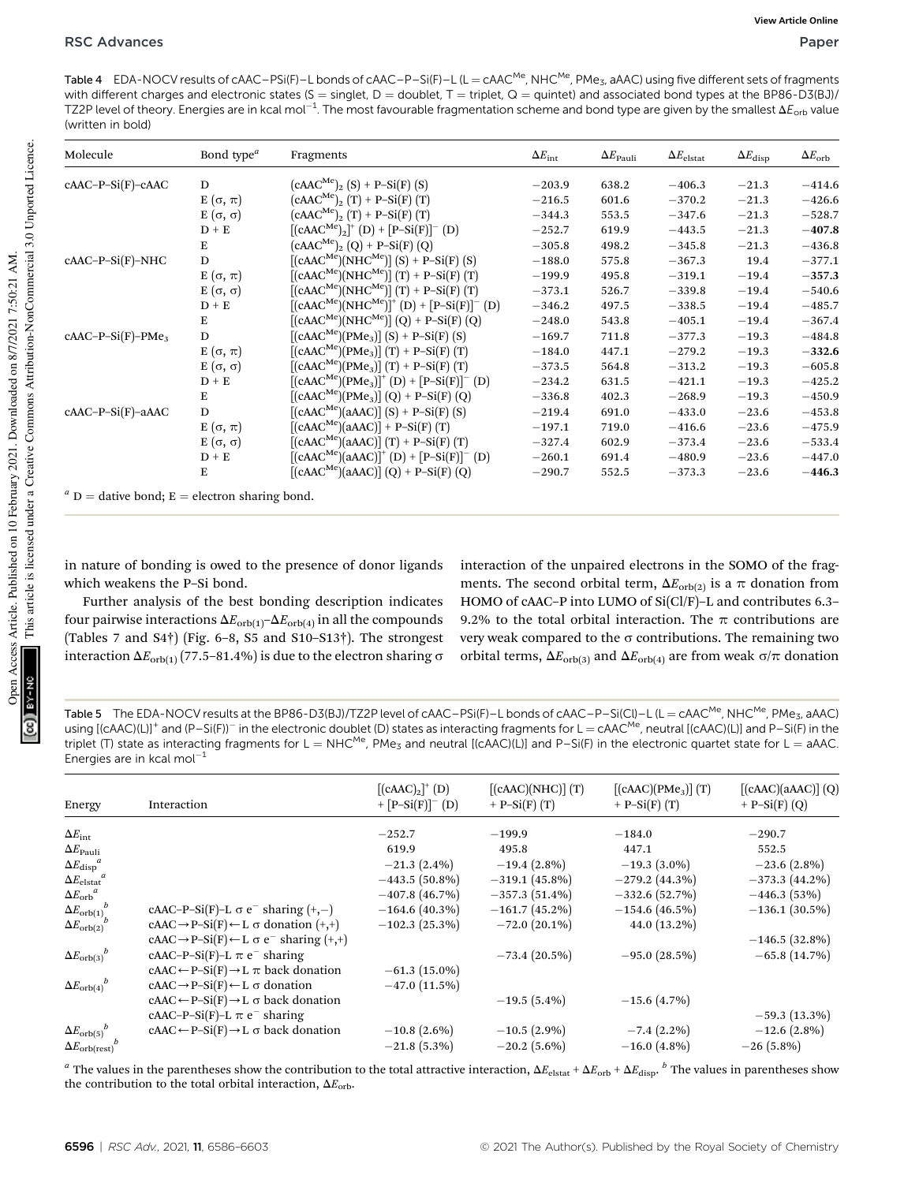Table 4 EDA-NOCV results of cAAC–PSi(F)–L bonds of cAAC–P–Si(F)–L (L = cAAC$^{Me}$, NHC$^{Me}$, $PMe_3$, aAAC) using five different sets of fragments with different charges and electronic states (S = singlet, D = doublet, T = triplet, Q = quintet) and associated bond types at the BP86-D3(BJ)/TZ2P level of theory. Energies are in kcal mol$^{-1}$. The most favourable fragmentation scheme and bond type are given by the smallest $\Delta E_{orb}$ value (written in bold)

| Molecule | Bond type[a] | Fragments | $\Delta E_{int}$ | $\Delta E_{Pauli}$ | $\Delta E_{elstat}$ | $\Delta E_{disp}$ | $\Delta E_{orb}$ |
|---|---|---|---|---|---|---|---|
| cAAC–P–Si(F)–cAAC | D | $(cAAC^{Me})_2$ (S) + P–Si(F) (S) | −203.9 | 638.2 | −406.3 | −21.3 | −414.6 |
| | E (σ, π) | $(cAAC^{Me})_2$ (T) + P–Si(F) (T) | −216.5 | 601.6 | −370.2 | −21.3 | −426.6 |
| | E (σ, σ) | $(cAAC^{Me})_2$ (T) + P–Si(F) (T) | −344.3 | 553.5 | −347.6 | −21.3 | −528.7 |
| | D + E | $[(cAAC^{Me})_2]^+$ (D) + $[P–Si(F)]^-$ (D) | −252.7 | 619.9 | −443.5 | −21.3 | **−407.8** |
| | E | $(cAAC^{Me})_2$ (Q) + P–Si(F) (Q) | −305.8 | 498.2 | −345.8 | −21.3 | −436.8 |
| cAAC–P–Si(F)–NHC | D | $[(cAAC^{Me})(NHC^{Me})]$ (S) + P–Si(F) (S) | −188.0 | 575.8 | −367.3 | 19.4 | −377.1 |
| | E (σ, π) | $[(cAAC^{Me})(NHC^{Me})]$ (T) + P–Si(F) (T) | −199.9 | 495.8 | −319.1 | −19.4 | **−357.3** |
| | E (σ, σ) | $[(cAAC^{Me})(NHC^{Me})]$ (T) + P–Si(F) (T) | −373.1 | 526.7 | −339.8 | −19.4 | −540.6 |
| | D + E | $[(cAAC^{Me})(NHC^{Me})]^+$ (D) + $[P–Si(F)]^-$ (D) | −346.2 | 497.5 | −338.5 | −19.4 | −485.7 |
| | E | $[(cAAC^{Me})(NHC^{Me})]$ (Q) + P–Si(F) (Q) | −248.0 | 543.8 | −405.1 | −19.4 | −367.4 |
| cAAC–P–Si(F)–$PMe_3$ | D | $[(cAAC^{Me})(PMe_3)]$ (S) + P–Si(F) (S) | −169.7 | 711.8 | −377.3 | −19.3 | −484.8 |
| | E (σ, π) | $[(cAAC^{Me})(PMe_3)]$ (T) + P–Si(F) (T) | −184.0 | 447.1 | −279.2 | −19.3 | **−332.6** |
| | E (σ, σ) | $[(cAAC^{Me})(PMe_3)]$ (T) + P–Si(F) (T) | −373.5 | 564.8 | −313.2 | −19.3 | −605.8 |
| | D + E | $[(cAAC^{Me})(PMe_3)]^+$ (D) + $[P–Si(F)]^-$ (D) | −234.2 | 631.5 | −421.1 | −19.3 | −425.2 |
| | E | $[(cAAC^{Me})(PMe_3)]$ (Q) + P–Si(F) (Q) | −336.8 | 402.3 | −268.9 | −19.3 | −450.9 |
| cAAC–P–Si(F)–aAAC | D | $[(cAAC^{Me})(aAAC)]$ (S) + P–Si(F) (S) | −219.4 | 691.0 | −433.0 | −23.6 | −453.8 |
| | E (σ, π) | $[(cAAC^{Me})(aAAC)]$ + P–Si(F) (T) | −197.1 | 719.0 | −416.6 | −23.6 | −475.9 |
| | E (σ, σ) | $[(cAAC^{Me})(aAAC)]$ (T) + P–Si(F) (T) | −327.4 | 602.9 | −373.4 | −23.6 | −533.4 |
| | D + E | $[(cAAC^{Me})(aAAC)]^+$ (D) + $[P–Si(F)]^-$ (D) | −260.1 | 691.4 | −480.9 | −23.6 | −447.0 |
| | E | $[(cAAC^{Me})(aAAC)]$ (Q) + P–Si(F) (Q) | −290.7 | 552.5 | −373.3 | −23.6 | **−446.3** |

[a] D = dative bond; E = electron sharing bond.

in nature of bonding is owed to the presence of donor ligands which weakens the P–Si bond.

Further analysis of the best bonding description indicates four pairwise interactions $\Delta E_{orb(1)}$–$\Delta E_{orb(4)}$ in all the compounds (Tables 7 and S4†) (Fig. 6–8, S5 and S10–S13†). The strongest interaction $\Delta E_{orb(1)}$ (77.5–81.4%) is due to the electron sharing σ interaction of the unpaired electrons in the SOMO of the fragments. The second orbital term, $\Delta E_{orb(2)}$ is a π donation from HOMO of cAAC–P into LUMO of Si(Cl/F)–L and contributes 6.3–9.2% to the total orbital interaction. The π contributions are very weak compared to the σ contributions. The remaining two orbital terms, $\Delta E_{orb(3)}$ and $\Delta E_{orb(4)}$ are from weak σ/π donation

Table 5 The EDA-NOCV results at the BP86-D3(BJ)/TZ2P level of cAAC–PSi(F)–L bonds of cAAC–P–Si(Cl)–L (L = cAAC$^{Me}$, NHC$^{Me}$, $PMe_3$, aAAC) using $[(cAAC)(L)]^+$ and $(P–Si(F))^-$ in the electronic doublet (D) states as interacting fragments for L = cAAC$^{Me}$, neutral [(cAAC)(L)] and P–Si(F) in the triplet (T) state as interacting fragments for L = NHC$^{Me}$, $PMe_3$ and neutral [(cAAC)(L)] and P–Si(F) in the electronic quartet state for L = aAAC. Energies are in kcal mol$^{-1}$

| Energy | Interaction | $[(cAAC)_2]^+$ (D) + $[P–Si(F)]^-$ (D) | [(cAAC)(NHC)] (T) + P–Si(F) (T) | $[(cAAC)(PMe_3)]$ (T) + P–Si(F) (T) | [(cAAC)(aAAC)] (Q) + P–Si(F) (Q) |
|---|---|---|---|---|---|
| $\Delta E_{int}$ | | −252.7 | −199.9 | −184.0 | −290.7 |
| $\Delta E_{Pauli}$ | | 619.9 | 495.8 | 447.1 | 552.5 |
| $\Delta E_{disp}$[a] | | −21.3 (2.4%) | −19.4 (2.8%) | −19.3 (3.0%) | −23.6 (2.8%) |
| $\Delta E_{elstat}$[a] | | −443.5 (50.8%) | −319.1 (45.8%) | −279.2 (44.3%) | −373.3 (44.2%) |
| $\Delta E_{orb}$[a] | | −407.8 (46.7%) | −357.3 (51.4%) | −332.6 (52.7%) | −446.3 (53%) |
| $\Delta E_{orb(1)}$[b] | cAAC–P–Si(F)–L σ e$^-$ sharing (+,−) | −164.6 (40.3%) | −161.7 (45.2%) | −154.6 (46.5%) | −136.1 (30.5%) |
| $\Delta E_{orb(2)}$[b] | cAAC→P–Si(F)←L σ donation (+,+) | −102.3 (25.3%) | −72.0 (20.1%) | 44.0 (13.2%) | |
| | cAAC→P–Si(F)←L σ e$^-$ sharing (+,+) | | | | −146.5 (32.8%) |
| $\Delta E_{orb(3)}$[b] | cAAC–P–Si(F)–L π e$^-$ sharing | | −73.4 (20.5%) | −95.0 (28.5%) | −65.8 (14.7%) |
| | cAAC←P–Si(F)→L π back donation | −61.3 (15.0%) | | | |
| $\Delta E_{orb(4)}$[b] | cAAC→P–Si(F)←L σ donation | −47.0 (11.5%) | | | |
| | cAAC←P–Si(F)→L σ back donation | | −19.5 (5.4%) | −15.6 (4.7%) | |
| | cAAC–P–Si(F)–L π e$^-$ sharing | | | | −59.3 (13.3%) |
| $\Delta E_{orb(5)}$[b] | cAAC←P–Si(F)→L σ back donation | −10.8 (2.6%) | −10.5 (2.9%) | −7.4 (2.2%) | −12.6 (2.8%) |
| $\Delta E_{orb(rest)}$[b] | | −21.8 (5.3%) | −20.2 (5.6%) | −16.0 (4.8%) | −26 (5.8%) |

[a] The values in the parentheses show the contribution to the total attractive interaction, $\Delta E_{elstat} + \Delta E_{orb} + \Delta E_{disp}$. [b] The values in parentheses show the contribution to the total orbital interaction, $\Delta E_{orb}$.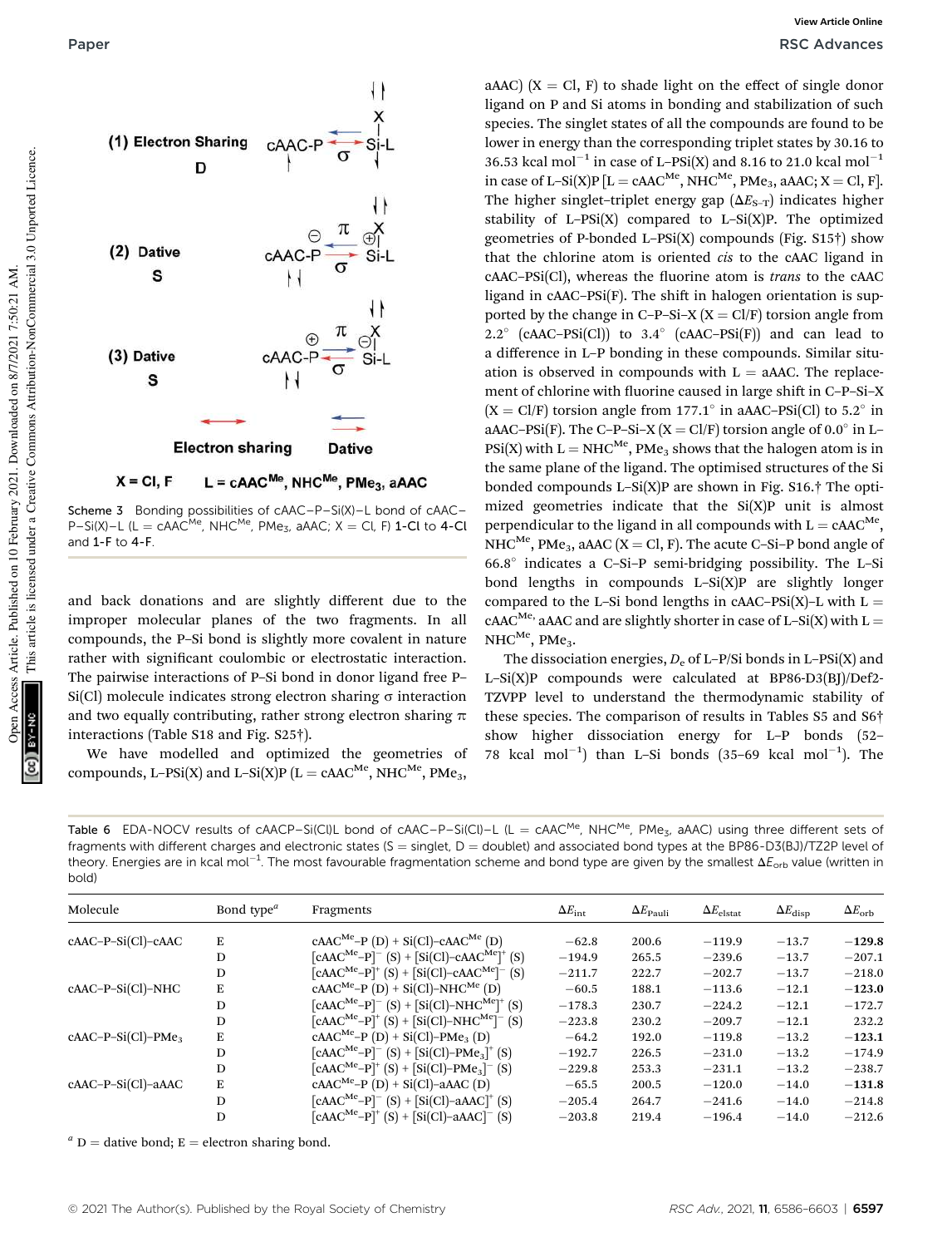Scheme 3 Bonding possibilities of cAAC–P–Si(X)–L bond of cAAC–P–Si(X)–L (L = cAAC$^{Me}$, NHC$^{Me}$, PMe$_3$, aAAC; X = Cl, F) **1-Cl** to **4-Cl** and **1-F** to **4-F**.

and back donations and are slightly different due to the improper molecular planes of the two fragments. In all compounds, the P–Si bond is slightly more covalent in nature rather with significant coulombic or electrostatic interaction. The pairwise interactions of P–Si bond in donor ligand free P–Si(Cl) molecule indicates strong electron sharing σ interaction and two equally contributing, rather strong electron sharing π interactions (Table S18 and Fig. S25†).

We have modelled and optimized the geometries of compounds, L–PSi(X) and L–Si(X)P (L = cAAC$^{Me}$, NHC$^{Me}$, PMe$_3$, aAAC) (X = Cl, F) to shade light on the effect of single donor ligand on P and Si atoms in bonding and stabilization of such species. The singlet states of all the compounds are found to be lower in energy than the corresponding triplet states by 30.16 to 36.53 kcal mol$^{-1}$ in case of L–PSi(X) and 8.16 to 21.0 kcal mol$^{-1}$ in case of L–Si(X)P [L = cAAC$^{Me}$, NHC$^{Me}$, PMe$_3$, aAAC; X = Cl, F]. The higher singlet–triplet energy gap ($\Delta E_{S-T}$) indicates higher stability of L–PSi(X) compared to L–Si(X)P. The optimized geometries of P-bonded L–PSi(X) compounds (Fig. S15†) show that the chlorine atom is oriented *cis* to the cAAC ligand in cAAC–PSi(Cl), whereas the fluorine atom is *trans* to the cAAC ligand in cAAC–PSi(F). The shift in halogen orientation is supported by the change in C–P–Si–X (X = Cl/F) torsion angle from 2.2° (cAAC–PSi(Cl)) to 3.4° (cAAC–PSi(F)) and can lead to a difference in L–P bonding in these compounds. Similar situation is observed in compounds with L = aAAC. The replacement of chlorine with fluorine caused in large shift in C–P–Si–X (X = Cl/F) torsion angle from 177.1° in aAAC–PSi(Cl) to 5.2° in aAAC–PSi(F). The C–P–Si–X (X = Cl/F) torsion angle of 0.0° in L–PSi(X) with L = NHC$^{Me}$, PMe$_3$ shows that the halogen atom is in the same plane of the ligand. The optimised structures of the Si bonded compounds L–Si(X)P are shown in Fig. S16.† The optimized geometries indicate that the Si(X)P unit is almost perpendicular to the ligand in all compounds with L = cAAC$^{Me}$, NHC$^{Me}$, PMe$_3$, aAAC (X = Cl, F). The acute C–Si–P bond angle of 66.8° indicates a C–Si–P semi-bridging possibility. The L–Si bond lengths in compounds L–Si(X)P are slightly longer compared to the L–Si bond lengths in cAAC–PSi(X)–L with L = cAAC$^{Me,}$ aAAC and are slightly shorter in case of L–Si(X) with L = NHC$^{Me}$, PMe$_3$.

The dissociation energies, $D_e$ of L–P/Si bonds in L–PSi(X) and L–Si(X)P compounds were calculated at BP86-D3(BJ)/Def2-TZVPP level to understand the thermodynamic stability of these species. The comparison of results in Tables S5 and S6† show higher dissociation energy for L–P bonds (52–78 kcal mol$^{-1}$) than L–Si bonds (35–69 kcal mol$^{-1}$). The

Table 6 EDA-NOCV results of cAACP–Si(Cl)L bond of cAAC–P–Si(Cl)–L (L = cAAC$^{Me}$, NHC$^{Me}$, PMe$_3$, aAAC) using three different sets of fragments with different charges and electronic states (S = singlet, D = doublet) and associated bond types at the BP86-D3(BJ)/TZ2P level of theory. Energies are in kcal mol$^{-1}$. The most favourable fragmentation scheme and bond type are given by the smallest $\Delta E_{orb}$ value (written in bold)

| Molecule | Bond type[a] | Fragments | $\Delta E_{int}$ | $\Delta E_{Pauli}$ | $\Delta E_{elstat}$ | $\Delta E_{disp}$ | $\Delta E_{orb}$ |
|---|---|---|---|---|---|---|---|
| cAAC–P–Si(Cl)–cAAC | E | cAAC$^{Me}$–P (D) + Si(Cl)–cAAC$^{Me}$ (D) | −62.8 | 200.6 | −119.9 | −13.7 | **−129.8** |
| | D | [cAAC$^{Me}$–P]$^-$ (S) + [Si(Cl)–cAAC$^{Me}$]$^+$ (S) | −194.9 | 265.5 | −239.6 | −13.7 | −207.1 |
| | D | [cAAC$^{Me}$–P]$^+$ (S) + [Si(Cl)–cAAC$^{Me}$]$^-$ (S) | −211.7 | 222.7 | −202.7 | −13.7 | −218.0 |
| cAAC–P–Si(Cl)–NHC | E | cAAC$^{Me}$–P (D) + Si(Cl)–NHC$^{Me}$ (D) | −60.5 | 188.1 | −113.6 | −12.1 | **−123.0** |
| | D | [cAAC$^{Me}$–P]$^-$ (S) + [Si(Cl)–NHC$^{Me}$]$^+$ (S) | −178.3 | 230.7 | −224.2 | −12.1 | −172.7 |
| | D | [cAAC$^{Me}$–P]$^+$ (S) + [Si(Cl)–NHC$^{Me}$]$^-$ (S) | −223.8 | 230.2 | −209.7 | −12.1 | 232.2 |
| cAAC–P–Si(Cl)–PMe$_3$ | E | cAAC$^{Me}$–P (D) + Si(Cl)–PMe$_3$ (D) | −64.2 | 192.0 | −119.8 | −13.2 | **−123.1** |
| | D | [cAAC$^{Me}$–P]$^-$ (S) + [Si(Cl)–PMe$_3$]$^+$ (S) | −192.7 | 226.5 | −231.0 | −13.2 | −174.9 |
| | D | [cAAC$^{Me}$–P]$^+$ (S) + [Si(Cl)–PMe$_3$]$^-$ (S) | −229.8 | 253.3 | −231.1 | −13.2 | −238.7 |
| cAAC–P–Si(Cl)–aAAC | E | cAAC$^{Me}$–P (D) + Si(Cl)–aAAC (D) | −65.5 | 200.5 | −120.0 | −14.0 | **−131.8** |
| | D | [cAAC$^{Me}$–P]$^-$ (S) + [Si(Cl)–aAAC]$^+$ (S) | −205.4 | 264.7 | −241.6 | −14.0 | −214.8 |
| | D | [cAAC$^{Me}$–P]$^+$ (S) + [Si(Cl)–aAAC]$^-$ (S) | −203.8 | 219.4 | −196.4 | −14.0 | −212.6 |

[a] D = dative bond; E = electron sharing bond.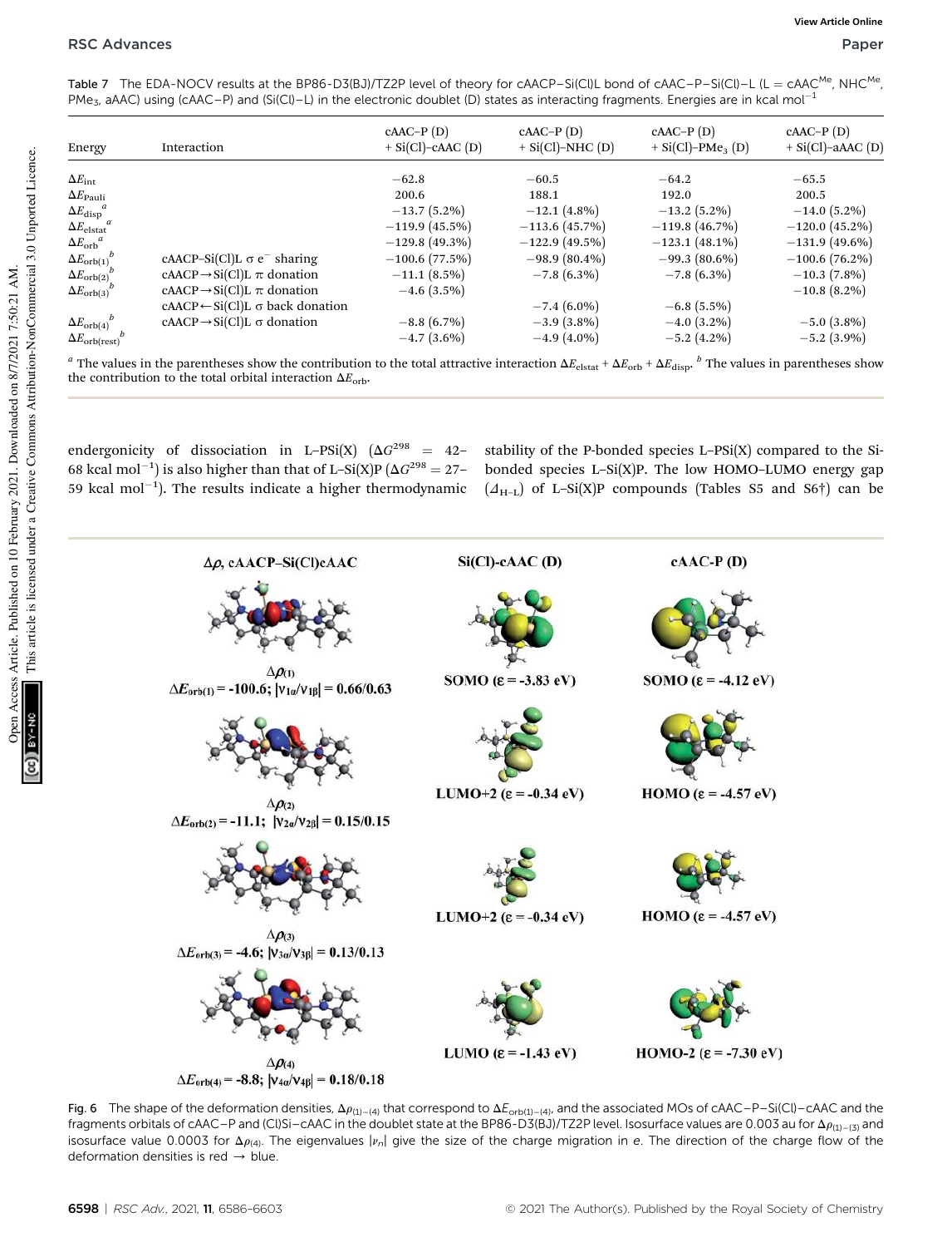Table 7 The EDA-NOCV results at the BP86-D3(BJ)/TZ2P level of theory for cAACP–Si(Cl)L bond of cAAC–P–Si(Cl)–L (L = cAAC$^{Me}$, NHC$^{Me}$, $PMe_3$, aAAC) using (cAAC–P) and (Si(Cl)–L) in the electronic doublet (D) states as interacting fragments. Energies are in kcal mol$^{-1}$

| Energy | Interaction | cAAC–P (D) + Si(Cl)–cAAC (D) | cAAC–P (D) + Si(Cl)–NHC (D) | cAAC–P (D) + Si(Cl)–$PMe_3$ (D) | cAAC–P (D) + Si(Cl)–aAAC (D) |
|---|---|---|---|---|---|
| $\Delta E_{int}$ | | −62.8 | −60.5 | −64.2 | −65.5 |
| $\Delta E_{Pauli}$ | | 200.6 | 188.1 | 192.0 | 200.5 |
| $\Delta E_{disp}$ [a] | | −13.7 (5.2%) | −12.1 (4.8%) | −13.2 (5.2%) | −14.0 (5.2%) |
| $\Delta E_{elstat}$ [a] | | −119.9 (45.5%) | −113.6 (45.7%) | −119.8 (46.7%) | −120.0 (45.2%) |
| $\Delta E_{orb}$ [a] | | −129.8 (49.3%) | −122.9 (49.5%) | −123.1 (48.1%) | −131.9 (49.6%) |
| $\Delta E_{orb(1)}$ [b] | cAACP–Si(Cl)L σ e$^-$ sharing | −100.6 (77.5%) | −98.9 (80.4%) | −99.3 (80.6%) | −100.6 (76.2%) |
| $\Delta E_{orb(2)}$ [b] | cAACP→Si(Cl)L π donation | −11.1 (8.5%) | −7.8 (6.3%) | −7.8 (6.3%) | −10.3 (7.8%) |
| $\Delta E_{orb(3)}$ [b] | cAACP→Si(Cl)L π donation | −4.6 (3.5%) | | | −10.8 (8.2%) |
| | cAACP←Si(Cl)L σ back donation | | −7.4 (6.0%) | −6.8 (5.5%) | |
| $\Delta E_{orb(4)}$ [b] | cAACP→Si(Cl)L σ donation | −8.8 (6.7%) | −3.9 (3.8%) | −4.0 (3.2%) | −5.0 (3.8%) |
| $\Delta E_{orb(rest)}$ [b] | | −4.7 (3.6%) | −4.9 (4.0%) | −5.2 (4.2%) | −5.2 (3.9%) |

[a] The values in the parentheses show the contribution to the total attractive interaction $\Delta E_{elstat} + \Delta E_{orb} + \Delta E_{disp}$. [b] The values in parentheses show the contribution to the total orbital interaction $\Delta E_{orb}$.

endergonicity of dissociation in L–PSi(X) ($\Delta G^{298}$ = 42–68 kcal mol$^{-1}$) is also higher than that of L–Si(X)P ($\Delta G^{298}$ = 27–59 kcal mol$^{-1}$). The results indicate a higher thermodynamic stability of the P-bonded species L–PSi(X) compared to the Si-bonded species L–Si(X)P. The low HOMO–LUMO energy gap ($\Delta_{H-L}$) of L–Si(X)P compounds (Tables S5 and S6†) can be

Fig. 6 The shape of the deformation densities, $\Delta\rho_{(1)-(4)}$ that correspond to $\Delta E_{orb(1)-(4)}$, and the associated MOs of cAAC–P–Si(Cl)–cAAC and the fragments orbitals of cAAC–P and (Cl)Si–cAAC in the doublet state at the BP86-D3(BJ)/TZ2P level. Isosurface values are 0.003 au for $\Delta\rho_{(1)-(3)}$ and isosurface value 0.0003 for $\Delta\rho_{(4)}$. The eigenvalues $|\nu_n|$ give the size of the charge migration in e. The direction of the charge flow of the deformation densities is red → blue.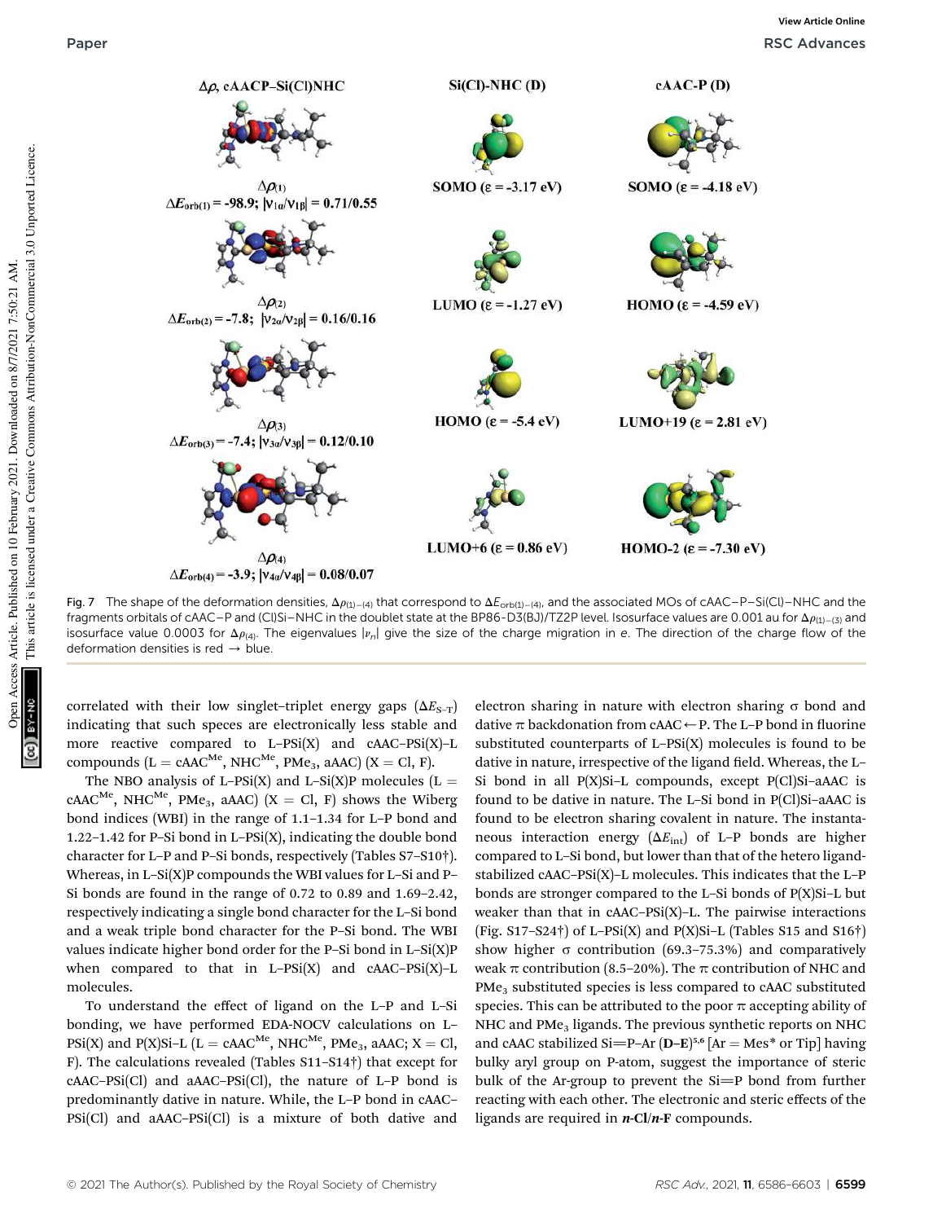| $\Delta\rho$, cAACP–Si(Cl)NHC | Si(Cl)-NHC (D) | cAAC-P (D) |
|---|---|---|
| $\Delta\rho_{(1)}$ $\Delta E_{orb(1)} = -98.9$; $\|\nu_{1\alpha}/\nu_{1\beta}\| = 0.71/0.55$ | SOMO ($\varepsilon = -3.17$ eV) | SOMO ($\varepsilon = -4.18$ eV) |
| $\Delta\rho_{(2)}$ $\Delta E_{orb(2)} = -7.8$; $\|\nu_{2\alpha}/\nu_{2\beta}\| = 0.16/0.16$ | LUMO ($\varepsilon = -1.27$ eV) | HOMO ($\varepsilon = -4.59$ eV) |
| $\Delta\rho_{(3)}$ $\Delta E_{orb(3)} = -7.4$; $\|\nu_{3\alpha}/\nu_{3\beta}\| = 0.12/0.10$ | HOMO ($\varepsilon = -5.4$ eV) | LUMO+19 ($\varepsilon = 2.81$ eV) |
| $\Delta\rho_{(4)}$ $\Delta E_{orb(4)} = -3.9$; $\|\nu_{4\alpha}/\nu_{4\beta}\| = 0.08/0.07$ | LUMO+6 ($\varepsilon = 0.86$ eV) | HOMO-2 ($\varepsilon = -7.30$ eV) |

Fig. 7 The shape of the deformation densities, $\Delta\rho_{(1)-(4)}$ that correspond to $\Delta E_{orb(1)-(4)}$, and the associated MOs of cAAC–P–Si(Cl)–NHC and the fragments orbitals of cAAC–P and (Cl)Si–NHC in the doublet state at the BP86-D3(BJ)/TZ2P level. Isosurface values are 0.001 au for $\Delta\rho_{(1)-(3)}$ and isosurface value 0.0003 for $\Delta\rho_{(4)}$. The eigenvalues $|\nu_n|$ give the size of the charge migration in e. The direction of the charge flow of the deformation densities is red → blue.

correlated with their low singlet–triplet energy gaps ($\Delta E_{S-T}$) indicating that such species are electronically less stable and more reactive compared to L–PSi(X) and cAAC–PSi(X)–L compounds (L = cAAC$^{Me}$, NHC$^{Me}$, $PMe_3$, aAAC) (X = Cl, F).

The NBO analysis of L–PSi(X) and L–Si(X)P molecules (L = cAAC$^{Me}$, NHC$^{Me}$, $PMe_3$, aAAC) (X = Cl, F) shows the Wiberg bond indices (WBI) in the range of 1.1–1.34 for L–P bond and 1.22–1.42 for P–Si bond in L–PSi(X), indicating the double bond character for L–P and P–Si bonds, respectively (Tables S7–S10†). Whereas, in L–Si(X)P compounds the WBI values for L–Si and P–Si bonds are found in the range of 0.72 to 0.89 and 1.69–2.42, respectively indicating a single bond character for the L–Si bond and a weak triple bond character for the P–Si bond. The WBI values indicate higher bond order for the P–Si bond in L–Si(X)P when compared to that in L–PSi(X) and cAAC–PSi(X)–L molecules.

To understand the effect of ligand on the L–P and L–Si bonding, we have performed EDA-NOCV calculations on L–PSi(X) and P(X)Si–L (L = cAAC$^{Me}$, NHC$^{Me}$, $PMe_3$, aAAC; X = Cl, F). The calculations revealed (Tables S11–S14†) that except for cAAC–PSi(Cl) and aAAC–PSi(Cl), the nature of L–P bond is predominantly dative in nature. While, the L–P bond in cAAC–PSi(Cl) and aAAC–PSi(Cl) is a mixture of both dative and electron sharing in nature with electron sharing σ bond and dative π backdonation from cAAC←P. The L–P bond in fluorine substituted counterparts of L–PSi(X) molecules is found to be dative in nature, irrespective of the ligand field. Whereas, the L–Si bond in all P(X)Si–L compounds, except P(Cl)Si–aAAC is found to be dative in nature. The L–Si bond in P(Cl)Si–aAAC is found to be electron sharing covalent in nature. The instantaneous interaction energy ($\Delta E_{int}$) of L–P bonds are higher compared to L–Si bond, but lower than that of the hetero ligand-stabilized cAAC–PSi(X)–L molecules. This indicates that the L–P bonds are stronger compared to the L–Si bonds of P(X)Si–L but weaker than that in cAAC–PSi(X)–L. The pairwise interactions (Fig. S17–S24†) of L–PSi(X) and P(X)Si–L (Tables S15 and S16†) show higher σ contribution (69.3–75.3%) and comparatively weak π contribution (8.5–20%). The π contribution of NHC and $PMe_3$ substituted species is less compared to cAAC substituted species. This can be attributed to the poor π accepting ability of NHC and $PMe_3$ ligands. The previous synthetic reports on NHC and cAAC stabilized Si=P–Ar (**D–E**)[5,6] [Ar = Mes* or Tip] having bulky aryl group on P-atom, suggest the importance of steric bulk of the Ar-group to prevent the Si=P bond from further reacting with each other. The electronic and steric effects of the ligands are required in ***n*-Cl**/***n*-F** compounds.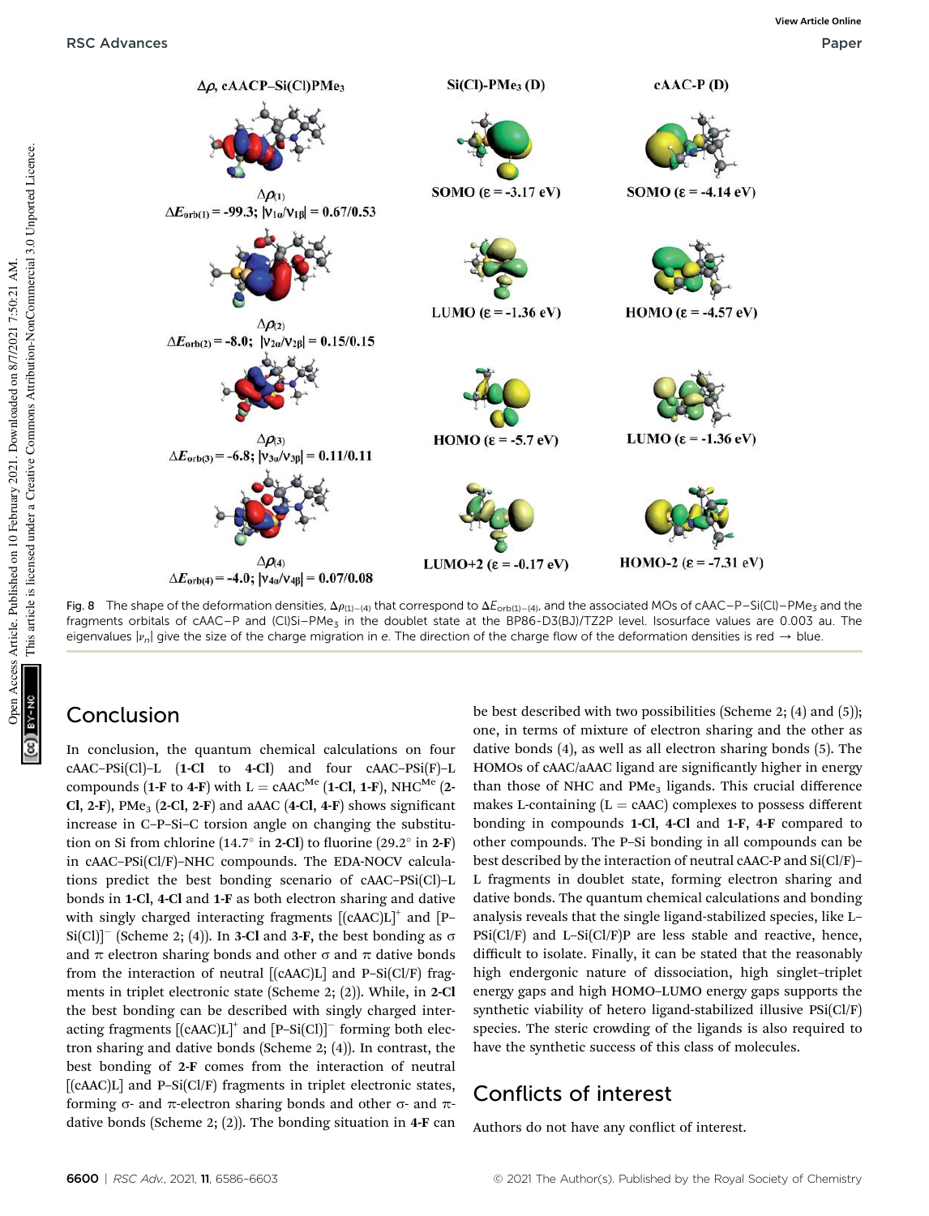$\Delta\rho$, cAACP–Si(Cl)PMe$_3$ | Si(Cl)-PMe$_3$ (D) | cAAC-P (D)

$\Delta\rho_{(1)}$
$\Delta E_{orb(1)}$ = -99.3; $|\nu_{1\alpha}/\nu_{1\beta}|$ = 0.67/0.53 — SOMO ($\varepsilon$ = -3.17 eV) — SOMO ($\varepsilon$ = -4.14 eV)

$\Delta\rho_{(2)}$
$\Delta E_{orb(2)}$ = -8.0; $|\nu_{2\alpha}/\nu_{2\beta}|$ = 0.15/0.15 — LUMO ($\varepsilon$ = -1.36 eV) — HOMO ($\varepsilon$ = -4.57 eV)

$\Delta\rho_{(3)}$
$\Delta E_{orb(3)}$ = -6.8; $|\nu_{3\alpha}/\nu_{3\beta}|$ = 0.11/0.11 — HOMO ($\varepsilon$ = -5.7 eV) — LUMO ($\varepsilon$ = -1.36 eV)

$\Delta\rho_{(4)}$
$\Delta E_{orb(4)}$ = -4.0; $|\nu_{4\alpha}/\nu_{4\beta}|$ = 0.07/0.08 — LUMO+2 ($\varepsilon$ = -0.17 eV) — HOMO-2 ($\varepsilon$ = -7.31 eV)

Fig. 8 The shape of the deformation densities, $\Delta\rho_{(1)-(4)}$ that correspond to $\Delta E_{orb(1)-(4)}$, and the associated MOs of cAAC–P–Si(Cl)–PMe$_3$ and the fragments orbitals of cAAC–P and (Cl)Si–PMe$_3$ in the doublet state at the BP86-D3(BJ)/TZ2P level. Isosurface values are 0.003 au. The eigenvalues $|\nu_n|$ give the size of the charge migration in e. The direction of the charge flow of the deformation densities is red → blue.

## Conclusion

In conclusion, the quantum chemical calculations on four cAAC–PSi(Cl)–L (**1-Cl** to **4-Cl**) and four cAAC–PSi(F)–L compounds (**1-F** to **4-F**) with L = cAAC$^{Me}$ (**1-Cl**, **1-F**), NHC$^{Me}$ (**2-Cl**, **2-F**), PMe$_3$ (**2-Cl**, **2-F**) and aAAC (**4-Cl**, **4-F**) shows significant increase in C–P–Si–C torsion angle on changing the substitution on Si from chlorine (14.7° in **2-Cl**) to fluorine (29.2° in **2-F**) in cAAC–PSi(Cl/F)–NHC compounds. The EDA-NOCV calculations predict the best bonding scenario of cAAC–PSi(Cl)–L bonds in **1-Cl**, **4-Cl** and **1-F** as both electron sharing and dative with singly charged interacting fragments [(cAAC)L]$^+$ and [P–Si(Cl)]$^-$ (Scheme 2; (4)). In **3-Cl** and **3-F**, the best bonding as σ and π electron sharing bonds and other σ and π dative bonds from the interaction of neutral [(cAAC)L] and P–Si(Cl/F) fragments in triplet electronic state (Scheme 2; (2)). While, in **2-Cl** the best bonding can be described with singly charged interacting fragments [(cAAC)L]$^+$ and [P–Si(Cl)]$^-$ forming both electron sharing and dative bonds (Scheme 2; (4)). In contrast, the best bonding of **2-F** comes from the interaction of neutral [(cAAC)L] and P–Si(Cl/F) fragments in triplet electronic states, forming σ- and π-electron sharing bonds and other σ- and π-dative bonds (Scheme 2; (2)). The bonding situation in **4-F** can be best described with two possibilities (Scheme 2; (4) and (5)); one, in terms of mixture of electron sharing and the other as dative bonds (4), as well as all electron sharing bonds (5). The HOMOs of cAAC/aAAC ligand are significantly higher in energy than those of NHC and PMe$_3$ ligands. This crucial difference makes L-containing (L = cAAC) complexes to possess different bonding in compounds **1-Cl**, **4-Cl** and **1-F**, **4-F** compared to other compounds. The P–Si bonding in all compounds can be best described by the interaction of neutral cAAC-P and Si(Cl/F)–L fragments in doublet state, forming electron sharing and dative bonds. The quantum chemical calculations and bonding analysis reveals that the single ligand-stabilized species, like L–PSi(Cl/F) and L–Si(Cl/F)P are less stable and reactive, hence, difficult to isolate. Finally, it can be stated that the reasonably high endergonic nature of dissociation, high singlet–triplet energy gaps and high HOMO–LUMO energy gaps supports the synthetic viability of hetero ligand-stabilized illusive PSi(Cl/F) species. The steric crowding of the ligands is also required to have the synthetic success of this class of molecules.

## Conflicts of interest

Authors do not have any conflict of interest.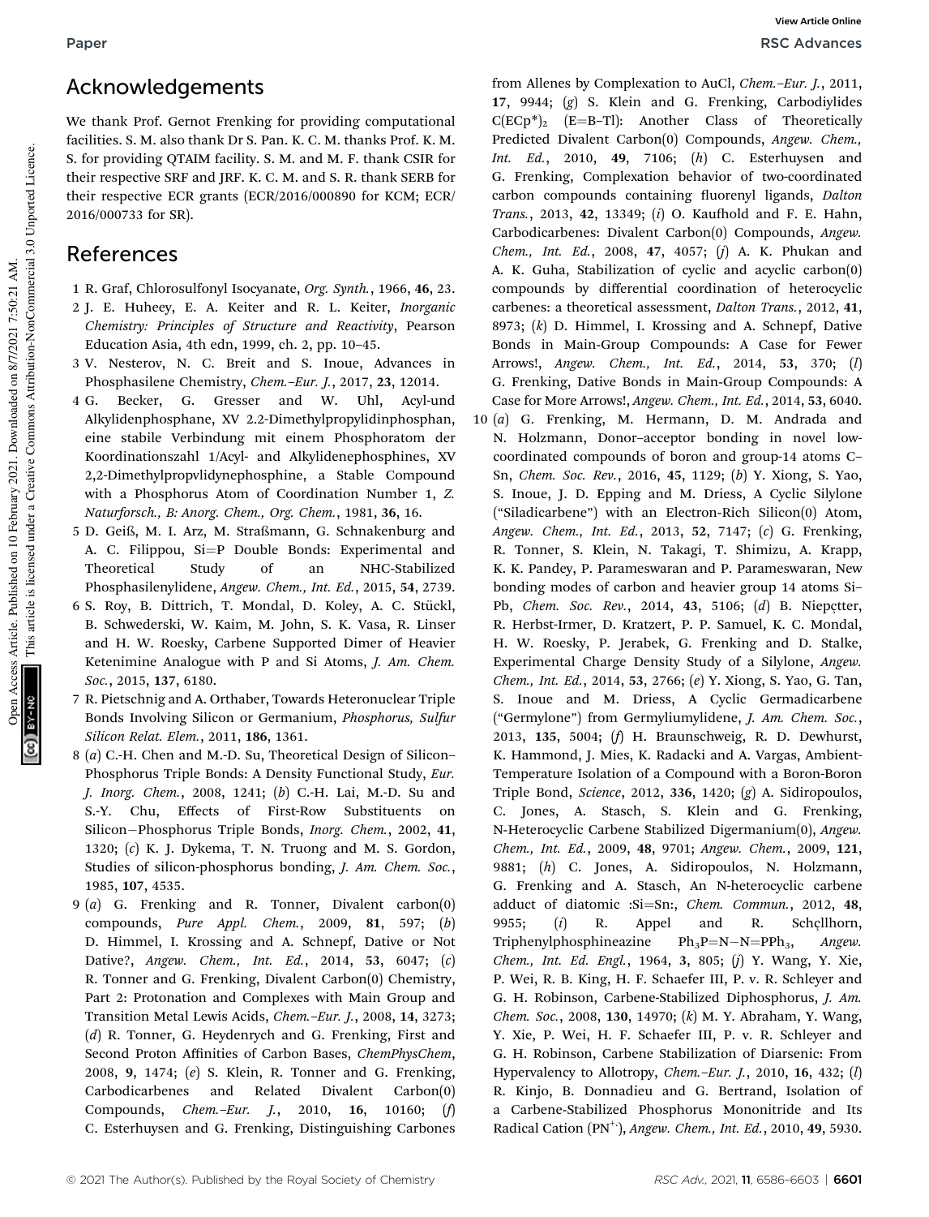## Acknowledgements

We thank Prof. Gernot Frenking for providing computational facilities. S. M. also thank Dr S. Pan. K. C. M. thanks Prof. K. M. S. for providing QTAIM facility. S. M. and M. F. thank CSIR for their respective SRF and JRF. K. C. M. and S. R. thank SERB for their respective ECR grants (ECR/2016/000890 for KCM; ECR/2016/000733 for SR).

## References

1 R. Graf, Chlorosulfonyl Isocyanate, *Org. Synth.*, 1966, **46**, 23.

2 J. E. Huheey, E. A. Keiter and R. L. Keiter, *Inorganic Chemistry: Principles of Structure and Reactivity*, Pearson Education Asia, 4th edn, 1999, ch. 2, pp. 10–45.

3 V. Nesterov, N. C. Breit and S. Inoue, Advances in Phosphasilene Chemistry, *Chem.–Eur. J.*, 2017, **23**, 12014.

4 G. Becker, G. Gresser and W. Uhl, Acyl-und Alkylidenphosphane, XV 2.2-Dimethylpropylidinphosphan, eine stabile Verbindung mit einem Phosphoratom der Koordinationszahl 1/Acyl- and Alkylidenephosphines, XV 2,2-Dimethylpropvlidynephosphine, a Stable Compound with a Phosphorus Atom of Coordination Number 1, *Z. Naturforsch., B: Anorg. Chem., Org. Chem.*, 1981, **36**, 16.

5 D. Geiß, M. I. Arz, M. Straßmann, G. Schnakenburg and A. C. Filippou, Si=P Double Bonds: Experimental and Theoretical Study of an NHC-Stabilized Phosphasilenylidene, *Angew. Chem., Int. Ed.*, 2015, **54**, 2739.

6 S. Roy, B. Dittrich, T. Mondal, D. Koley, A. C. Stückl, B. Schwederski, W. Kaim, M. John, S. K. Vasa, R. Linser and H. W. Roesky, Carbene Supported Dimer of Heavier Ketenimine Analogue with P and Si Atoms, *J. Am. Chem. Soc.*, 2015, **137**, 6180.

7 R. Pietschnig and A. Orthaber, Towards Heteronuclear Triple Bonds Involving Silicon or Germanium, *Phosphorus, Sulfur Silicon Relat. Elem.*, 2011, **186**, 1361.

8 (*a*) C.-H. Chen and M.-D. Su, Theoretical Design of Silicon–Phosphorus Triple Bonds: A Density Functional Study, *Eur. J. Inorg. Chem.*, 2008, 1241; (*b*) C.-H. Lai, M.-D. Su and S.-Y. Chu, Effects of First-Row Substituents on Silicon−Phosphorus Triple Bonds, *Inorg. Chem.*, 2002, **41**, 1320; (*c*) K. J. Dykema, T. N. Truong and M. S. Gordon, Studies of silicon-phosphorus bonding, *J. Am. Chem. Soc.*, 1985, **107**, 4535.

9 (*a*) G. Frenking and R. Tonner, Divalent carbon(0) compounds, *Pure Appl. Chem.*, 2009, **81**, 597; (*b*) D. Himmel, I. Krossing and A. Schnepf, Dative or Not Dative?, *Angew. Chem., Int. Ed.*, 2014, **53**, 6047; (*c*) R. Tonner and G. Frenking, Divalent Carbon(0) Chemistry, Part 2: Protonation and Complexes with Main Group and Transition Metal Lewis Acids, *Chem.–Eur. J.*, 2008, **14**, 3273; (*d*) R. Tonner, G. Heydenrych and G. Frenking, First and Second Proton Affinities of Carbon Bases, *ChemPhysChem*, 2008, **9**, 1474; (*e*) S. Klein, R. Tonner and G. Frenking, Carbodicarbenes and Related Divalent Carbon(0) Compounds, *Chem.–Eur. J.*, 2010, **16**, 10160; (*f*) C. Esterhuysen and G. Frenking, Distinguishing Carbones from Allenes by Complexation to AuCl, *Chem.–Eur. J.*, 2011, **17**, 9944; (*g*) S. Klein and G. Frenking, Carbodiylides $C(ECp^*)_2$ (E=B–Tl): Another Class of Theoretically Predicted Divalent Carbon(0) Compounds, *Angew. Chem., Int. Ed.*, 2010, **49**, 7106; (*h*) C. Esterhuysen and G. Frenking, Complexation behavior of two-coordinated carbon compounds containing fluorenyl ligands, *Dalton Trans.*, 2013, **42**, 13349; (*i*) O. Kaufhold and F. E. Hahn, Carbodicarbenes: Divalent Carbon(0) Compounds, *Angew. Chem., Int. Ed.*, 2008, **47**, 4057; (*j*) A. K. Phukan and A. K. Guha, Stabilization of cyclic and acyclic carbon(0) compounds by differential coordination of heterocyclic carbenes: a theoretical assessment, *Dalton Trans.*, 2012, **41**, 8973; (*k*) D. Himmel, I. Krossing and A. Schnepf, Dative Bonds in Main-Group Compounds: A Case for Fewer Arrows!, *Angew. Chem., Int. Ed.*, 2014, **53**, 370; (*l*) G. Frenking, Dative Bonds in Main-Group Compounds: A Case for More Arrows!, *Angew. Chem., Int. Ed.*, 2014, **53**, 6040.

10 (*a*) G. Frenking, M. Hermann, D. M. Andrada and N. Holzmann, Donor–acceptor bonding in novel low-coordinated compounds of boron and group-14 atoms C–Sn, *Chem. Soc. Rev.*, 2016, **45**, 1129; (*b*) Y. Xiong, S. Yao, S. Inoue, J. D. Epping and M. Driess, A Cyclic Silylone ("Siladicarbene") with an Electron-Rich Silicon(0) Atom, *Angew. Chem., Int. Ed.*, 2013, **52**, 7147; (*c*) G. Frenking, R. Tonner, S. Klein, N. Takagi, T. Shimizu, A. Krapp, K. K. Pandey, P. Parameswaran and P. Parameswaran, New bonding modes of carbon and heavier group 14 atoms Si–Pb, *Chem. Soc. Rev.*, 2014, **43**, 5106; (*d*) B. Niepҫtter, R. Herbst-Irmer, D. Kratzert, P. P. Samuel, K. C. Mondal, H. W. Roesky, P. Jerabek, G. Frenking and D. Stalke, Experimental Charge Density Study of a Silylone, *Angew. Chem., Int. Ed.*, 2014, **53**, 2766; (*e*) Y. Xiong, S. Yao, G. Tan, S. Inoue and M. Driess, A Cyclic Germadicarbene ("Germylone") from Germyliumylidene, *J. Am. Chem. Soc.*, 2013, **135**, 5004; (*f*) H. Braunschweig, R. D. Dewhurst, K. Hammond, J. Mies, K. Radacki and A. Vargas, Ambient-Temperature Isolation of a Compound with a Boron-Boron Triple Bond, *Science*, 2012, **336**, 1420; (*g*) A. Sidiropoulos, C. Jones, A. Stasch, S. Klein and G. Frenking, N-Heterocyclic Carbene Stabilized Digermanium(0), *Angew. Chem., Int. Ed.*, 2009, **48**, 9701; *Angew. Chem.*, 2009, **121**, 9881; (*h*) C. Jones, A. Sidiropoulos, N. Holzmann, G. Frenking and A. Stasch, An N-heterocyclic carbene adduct of diatomic :Si=Sn:, *Chem. Commun.*, 2012, **48**, 9955; (*i*) R. Appel and R. Schҫllhorn, Triphenylphosphineazine $Ph_3P{=}N{-}N{=}PPh_3$, *Angew. Chem., Int. Ed. Engl.*, 1964, **3**, 805; (*j*) Y. Wang, Y. Xie, P. Wei, R. B. King, H. F. Schaefer III, P. v. R. Schleyer and G. H. Robinson, Carbene-Stabilized Diphosphorus, *J. Am. Chem. Soc.*, 2008, **130**, 14970; (*k*) M. Y. Abraham, Y. Wang, Y. Xie, P. Wei, H. F. Schaefer III, P. v. R. Schleyer and G. H. Robinson, Carbene Stabilization of Diarsenic: From Hypervalency to Allotropy, *Chem.–Eur. J.*, 2010, **16**, 432; (*l*) R. Kinjo, B. Donnadieu and G. Bertrand, Isolation of a Carbene-Stabilized Phosphorus Mononitride and Its Radical Cation ($PN^{+\cdot}$), *Angew. Chem., Int. Ed.*, 2010, **49**, 5930.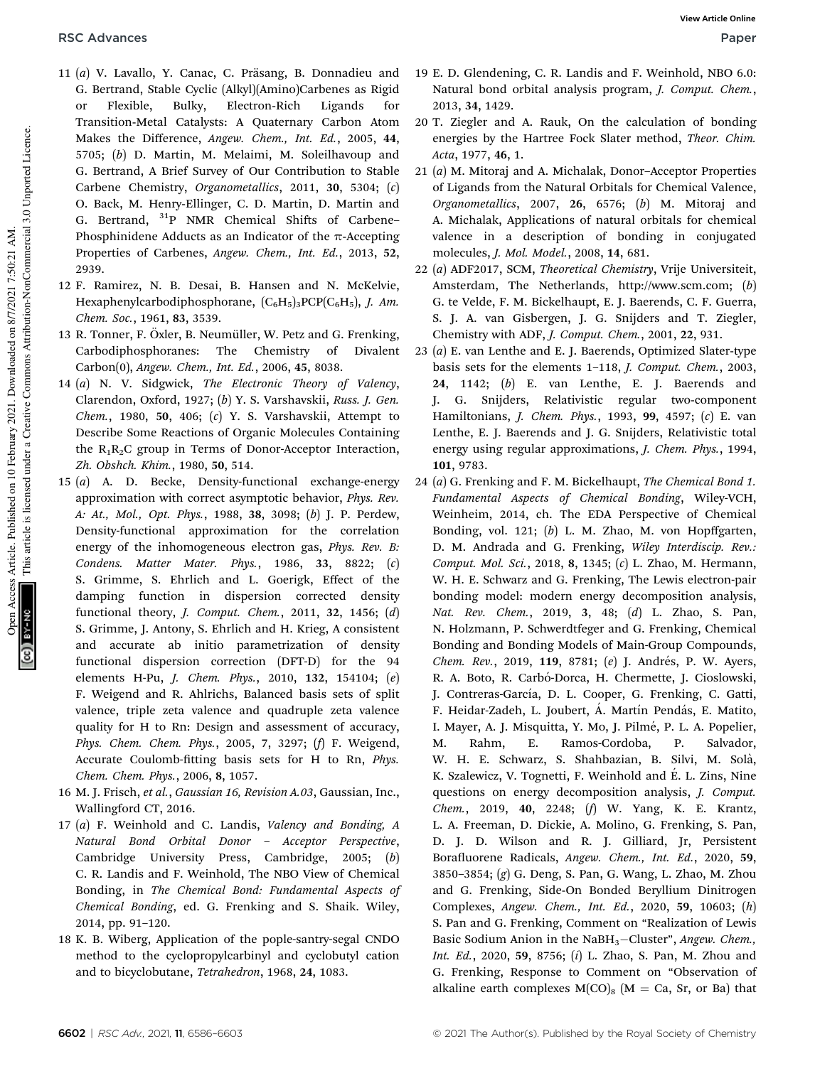11 (*a*) V. Lavallo, Y. Canac, C. Präsang, B. Donnadieu and G. Bertrand, Stable Cyclic (Alkyl)(Amino)Carbenes as Rigid or Flexible, Bulky, Electron-Rich Ligands for Transition-Metal Catalysts: A Quaternary Carbon Atom Makes the Difference, *Angew. Chem., Int. Ed.*, 2005, **44**, 5705; (*b*) D. Martin, M. Melaimi, M. Soleilhavoup and G. Bertrand, A Brief Survey of Our Contribution to Stable Carbene Chemistry, *Organometallics*, 2011, **30**, 5304; (*c*) O. Back, M. Henry-Ellinger, C. D. Martin, D. Martin and G. Bertrand, $^{31}$P NMR Chemical Shifts of Carbene–Phosphinidene Adducts as an Indicator of the π-Accepting Properties of Carbenes, *Angew. Chem., Int. Ed.*, 2013, **52**, 2939.

12 F. Ramirez, N. B. Desai, B. Hansen and N. McKelvie, Hexaphenylcarbodiphosphorane, $(C_6H_5)_3PCP(C_6H_5)$, *J. Am. Chem. Soc.*, 1961, **83**, 3539.

13 R. Tonner, F. Öxler, B. Neumüller, W. Petz and G. Frenking, Carbodiphosphoranes: The Chemistry of Divalent Carbon(0), *Angew. Chem., Int. Ed.*, 2006, **45**, 8038.

14 (*a*) N. V. Sidgwick, *The Electronic Theory of Valency*, Clarendon, Oxford, 1927; (*b*) Y. S. Varshavskii, *Russ. J. Gen. Chem.*, 1980, **50**, 406; (*c*) Y. S. Varshavskii, Attempt to Describe Some Reactions of Organic Molecules Containing the $R_1R_2C$ group in Terms of Donor-Acceptor Interaction, *Zh. Obshch. Khim.*, 1980, **50**, 514.

15 (*a*) A. D. Becke, Density-functional exchange-energy approximation with correct asymptotic behavior, *Phys. Rev. A: At., Mol., Opt. Phys.*, 1988, **38**, 3098; (*b*) J. P. Perdew, Density-functional approximation for the correlation energy of the inhomogeneous electron gas, *Phys. Rev. B: Condens. Matter Mater. Phys.*, 1986, **33**, 8822; (*c*) S. Grimme, S. Ehrlich and L. Goerigk, Effect of the damping function in dispersion corrected density functional theory, *J. Comput. Chem.*, 2011, **32**, 1456; (*d*) S. Grimme, J. Antony, S. Ehrlich and H. Krieg, A consistent and accurate ab initio parametrization of density functional dispersion correction (DFT-D) for the 94 elements H-Pu, *J. Chem. Phys.*, 2010, **132**, 154104; (*e*) F. Weigend and R. Ahlrichs, Balanced basis sets of split valence, triple zeta valence and quadruple zeta valence quality for H to Rn: Design and assessment of accuracy, *Phys. Chem. Chem. Phys.*, 2005, **7**, 3297; (*f*) F. Weigend, Accurate Coulomb-fitting basis sets for H to Rn, *Phys. Chem. Chem. Phys.*, 2006, **8**, 1057.

16 M. J. Frisch, *et al.*, *Gaussian 16, Revision A.03*, Gaussian, Inc., Wallingford CT, 2016.

17 (*a*) F. Weinhold and C. Landis, *Valency and Bonding, A Natural Bond Orbital Donor – Acceptor Perspective*, Cambridge University Press, Cambridge, 2005; (*b*) C. R. Landis and F. Weinhold, The NBO View of Chemical Bonding, in *The Chemical Bond: Fundamental Aspects of Chemical Bonding*, ed. G. Frenking and S. Shaik. Wiley, 2014, pp. 91–120.

18 K. B. Wiberg, Application of the pople-santry-segal CNDO method to the cyclopropylcarbinyl and cyclobutyl cation and to bicyclobutane, *Tetrahedron*, 1968, **24**, 1083.

19 E. D. Glendening, C. R. Landis and F. Weinhold, NBO 6.0: Natural bond orbital analysis program, *J. Comput. Chem.*, 2013, **34**, 1429.

20 T. Ziegler and A. Rauk, On the calculation of bonding energies by the Hartree Fock Slater method, *Theor. Chim. Acta*, 1977, **46**, 1.

21 (*a*) M. Mitoraj and A. Michalak, Donor–Acceptor Properties of Ligands from the Natural Orbitals for Chemical Valence, *Organometallics*, 2007, **26**, 6576; (*b*) M. Mitoraj and A. Michalak, Applications of natural orbitals for chemical valence in a description of bonding in conjugated molecules, *J. Mol. Model.*, 2008, **14**, 681.

22 (*a*) ADF2017, SCM, *Theoretical Chemistry*, Vrije Universiteit, Amsterdam, The Netherlands, http://www.scm.com; (*b*) G. te Velde, F. M. Bickelhaupt, E. J. Baerends, C. F. Guerra, S. J. A. van Gisbergen, J. G. Snijders and T. Ziegler, Chemistry with ADF, *J. Comput. Chem.*, 2001, **22**, 931.

23 (*a*) E. van Lenthe and E. J. Baerends, Optimized Slater-type basis sets for the elements 1–118, *J. Comput. Chem.*, 2003, **24**, 1142; (*b*) E. van Lenthe, E. J. Baerends and J. G. Snijders, Relativistic regular two-component Hamiltonians, *J. Chem. Phys.*, 1993, **99**, 4597; (*c*) E. van Lenthe, E. J. Baerends and J. G. Snijders, Relativistic total energy using regular approximations, *J. Chem. Phys.*, 1994, **101**, 9783.

24 (*a*) G. Frenking and F. M. Bickelhaupt, *The Chemical Bond 1. Fundamental Aspects of Chemical Bonding*, Wiley-VCH, Weinheim, 2014, ch. The EDA Perspective of Chemical Bonding, vol. 121; (*b*) L. M. Zhao, M. von Hopffgarten, D. M. Andrada and G. Frenking, *Wiley Interdiscip. Rev.: Comput. Mol. Sci.*, 2018, **8**, 1345; (*c*) L. Zhao, M. Hermann, W. H. E. Schwarz and G. Frenking, The Lewis electron-pair bonding model: modern energy decomposition analysis, *Nat. Rev. Chem.*, 2019, **3**, 48; (*d*) L. Zhao, S. Pan, N. Holzmann, P. Schwerdtfeger and G. Frenking, Chemical Bonding and Bonding Models of Main-Group Compounds, *Chem. Rev.*, 2019, **119**, 8781; (*e*) J. Andrés, P. W. Ayers, R. A. Boto, R. Carbó-Dorca, H. Chermette, J. Cioslowski, J. Contreras-García, D. L. Cooper, G. Frenking, C. Gatti, F. Heidar-Zadeh, L. Joubert, Á. Martín Pendás, E. Matito, I. Mayer, A. J. Misquitta, Y. Mo, J. Pilmé, P. L. A. Popelier, M. Rahm, E. Ramos-Cordoba, P. Salvador, W. H. E. Schwarz, S. Shahbazian, B. Silvi, M. Solà, K. Szalewicz, V. Tognetti, F. Weinhold and É. L. Zins, Nine questions on energy decomposition analysis, *J. Comput. Chem.*, 2019, **40**, 2248; (*f*) W. Yang, K. E. Krantz, L. A. Freeman, D. Dickie, A. Molino, G. Frenking, S. Pan, D. J. D. Wilson and R. J. Gilliard, Jr, Persistent Borafluorene Radicals, *Angew. Chem., Int. Ed.*, 2020, **59**, 3850–3854; (*g*) G. Deng, S. Pan, G. Wang, L. Zhao, M. Zhou and G. Frenking, Side-On Bonded Beryllium Dinitrogen Complexes, *Angew. Chem., Int. Ed.*, 2020, **59**, 10603; (*h*) S. Pan and G. Frenking, Comment on "Realization of Lewis Basic Sodium Anion in the $NaBH_3^-$Cluster", *Angew. Chem., Int. Ed.*, 2020, **59**, 8756; (*i*) L. Zhao, S. Pan, M. Zhou and G. Frenking, Response to Comment on "Observation of alkaline earth complexes $M(CO)_8$ (M = Ca, Sr, or Ba) that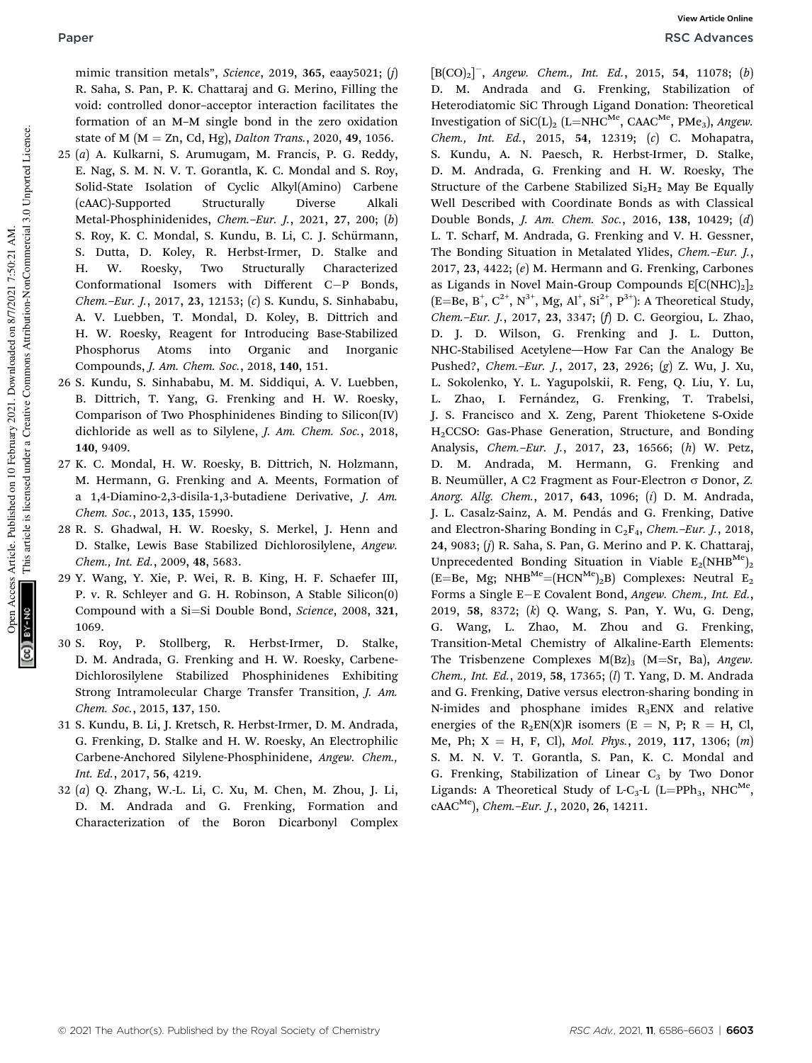mimic transition metals", *Science*, 2019, **365**, eaay5021; (*j*) R. Saha, S. Pan, P. K. Chattaraj and G. Merino, Filling the void: controlled donor–acceptor interaction facilitates the formation of an M–M single bond in the zero oxidation state of M (M = Zn, Cd, Hg), *Dalton Trans.*, 2020, **49**, 1056.

25 (*a*) A. Kulkarni, S. Arumugam, M. Francis, P. G. Reddy, E. Nag, S. M. N. V. T. Gorantla, K. C. Mondal and S. Roy, Solid-State Isolation of Cyclic Alkyl(Amino) Carbene (cAAC)-Supported Structurally Diverse Alkali Metal-Phosphinidenides, *Chem.–Eur. J.*, 2021, **27**, 200; (*b*) S. Roy, K. C. Mondal, S. Kundu, B. Li, C. J. Schürmann, S. Dutta, D. Koley, R. Herbst-Irmer, D. Stalke and H. W. Roesky, Two Structurally Characterized Conformational Isomers with Different C–P Bonds, *Chem.–Eur. J.*, 2017, **23**, 12153; (*c*) S. Kundu, S. Sinhababu, A. V. Luebben, T. Mondal, D. Koley, B. Dittrich and H. W. Roesky, Reagent for Introducing Base-Stabilized Phosphorus Atoms into Organic and Inorganic Compounds, *J. Am. Chem. Soc.*, 2018, **140**, 151.

26 S. Kundu, S. Sinhababu, M. M. Siddiqui, A. V. Luebben, B. Dittrich, T. Yang, G. Frenking and H. W. Roesky, Comparison of Two Phosphinidenes Binding to Silicon(IV) dichloride as well as to Silylene, *J. Am. Chem. Soc.*, 2018, **140**, 9409.

27 K. C. Mondal, H. W. Roesky, B. Dittrich, N. Holzmann, M. Hermann, G. Frenking and A. Meents, Formation of a 1,4-Diamino-2,3-disila-1,3-butadiene Derivative, *J. Am. Chem. Soc.*, 2013, **135**, 15990.

28 R. S. Ghadwal, H. W. Roesky, S. Merkel, J. Henn and D. Stalke, Lewis Base Stabilized Dichlorosilylene, *Angew. Chem., Int. Ed.*, 2009, **48**, 5683.

29 Y. Wang, Y. Xie, P. Wei, R. B. King, H. F. Schaefer III, P. v. R. Schleyer and G. H. Robinson, A Stable Silicon(0) Compound with a Si=Si Double Bond, *Science*, 2008, **321**, 1069.

30 S. Roy, P. Stollberg, R. Herbst-Irmer, D. Stalke, D. M. Andrada, G. Frenking and H. W. Roesky, Carbene-Dichlorosilylene Stabilized Phosphinidenes Exhibiting Strong Intramolecular Charge Transfer Transition, *J. Am. Chem. Soc.*, 2015, **137**, 150.

31 S. Kundu, B. Li, J. Kretsch, R. Herbst-Irmer, D. M. Andrada, G. Frenking, D. Stalke and H. W. Roesky, An Electrophilic Carbene-Anchored Silylene-Phosphinidene, *Angew. Chem., Int. Ed.*, 2017, **56**, 4219.

32 (*a*) Q. Zhang, W.-L. Li, C. Xu, M. Chen, M. Zhou, J. Li, D. M. Andrada and G. Frenking, Formation and Characterization of the Boron Dicarbonyl Complex $[B(CO)_2]^-$, *Angew. Chem., Int. Ed.*, 2015, **54**, 11078; (*b*) D. M. Andrada and G. Frenking, Stabilization of Heterodiatomic SiC Through Ligand Donation: Theoretical Investigation of $SiC(L)_2$ (L=NHC$^{Me}$, CAAC$^{Me}$, $PMe_3$), *Angew. Chem., Int. Ed.*, 2015, **54**, 12319; (*c*) C. Mohapatra, S. Kundu, A. N. Paesch, R. Herbst-Irmer, D. Stalke, D. M. Andrada, G. Frenking and H. W. Roesky, The Structure of the Carbene Stabilized $Si_2H_2$ May Be Equally Well Described with Coordinate Bonds as with Classical Double Bonds, *J. Am. Chem. Soc.*, 2016, **138**, 10429; (*d*) L. T. Scharf, M. Andrada, G. Frenking and V. H. Gessner, The Bonding Situation in Metalated Ylides, *Chem.–Eur. J.*, 2017, **23**, 4422; (*e*) M. Hermann and G. Frenking, Carbones as Ligands in Novel Main-Group Compounds $E[C(NHC)_2]_2$ (E=Be, $B^+$, $C^{2+}$, $N^{3+}$, Mg, $Al^+$, $Si^{2+}$, $P^{3+}$): A Theoretical Study, *Chem.–Eur. J.*, 2017, **23**, 3347; (*f*) D. C. Georgiou, L. Zhao, D. J. D. Wilson, G. Frenking and J. L. Dutton, NHC-Stabilised Acetylene—How Far Can the Analogy Be Pushed?, *Chem.–Eur. J.*, 2017, **23**, 2926; (*g*) Z. Wu, J. Xu, L. Sokolenko, Y. L. Yagupolskii, R. Feng, Q. Liu, Y. Lu, L. Zhao, I. Fernández, G. Frenking, T. Trabelsi, J. S. Francisco and X. Zeng, Parent Thioketene S-Oxide $H_2CCSO$: Gas-Phase Generation, Structure, and Bonding Analysis, *Chem.–Eur. J.*, 2017, **23**, 16566; (*h*) W. Petz, D. M. Andrada, M. Hermann, G. Frenking and B. Neumüller, A C2 Fragment as Four-Electron σ Donor, *Z. Anorg. Allg. Chem.*, 2017, **643**, 1096; (*i*) D. M. Andrada, J. L. Casalz-Sainz, A. M. Pendás and G. Frenking, Dative and Electron-Sharing Bonding in $C_2F_4$, *Chem.–Eur. J.*, 2018, **24**, 9083; (*j*) R. Saha, S. Pan, G. Merino and P. K. Chattaraj, Unprecedented Bonding Situation in Viable $E_2(NHB^{Me})_2$ (E=Be, Mg; NHB$^{Me}$=$(HCN^{Me})_2B$) Complexes: Neutral $E_2$ Forms a Single E–E Covalent Bond, *Angew. Chem., Int. Ed.*, 2019, **58**, 8372; (*k*) Q. Wang, S. Pan, Y. Wu, G. Deng, G. Wang, L. Zhao, M. Zhou and G. Frenking, Transition-Metal Chemistry of Alkaline-Earth Elements: The Trisbenzene Complexes $M(Bz)_3$ (M=Sr, Ba), *Angew. Chem., Int. Ed.*, 2019, **58**, 17365; (*l*) T. Yang, D. M. Andrada and G. Frenking, Dative versus electron-sharing bonding in N-imides and phosphane imides $R_3ENX$ and relative energies of the $R_2EN(X)R$ isomers (E = N, P; R = H, Cl, Me, Ph; X = H, F, Cl), *Mol. Phys.*, 2019, **117**, 1306; (*m*) S. M. N. V. T. Gorantla, S. Pan, K. C. Mondal and G. Frenking, Stabilization of Linear $C_3$ by Two Donor Ligands: A Theoretical Study of L-$C_3$-L (L=$PPh_3$, NHC$^{Me}$, cAAC$^{Me}$), *Chem.–Eur. J.*, 2020, **26**, 14211.